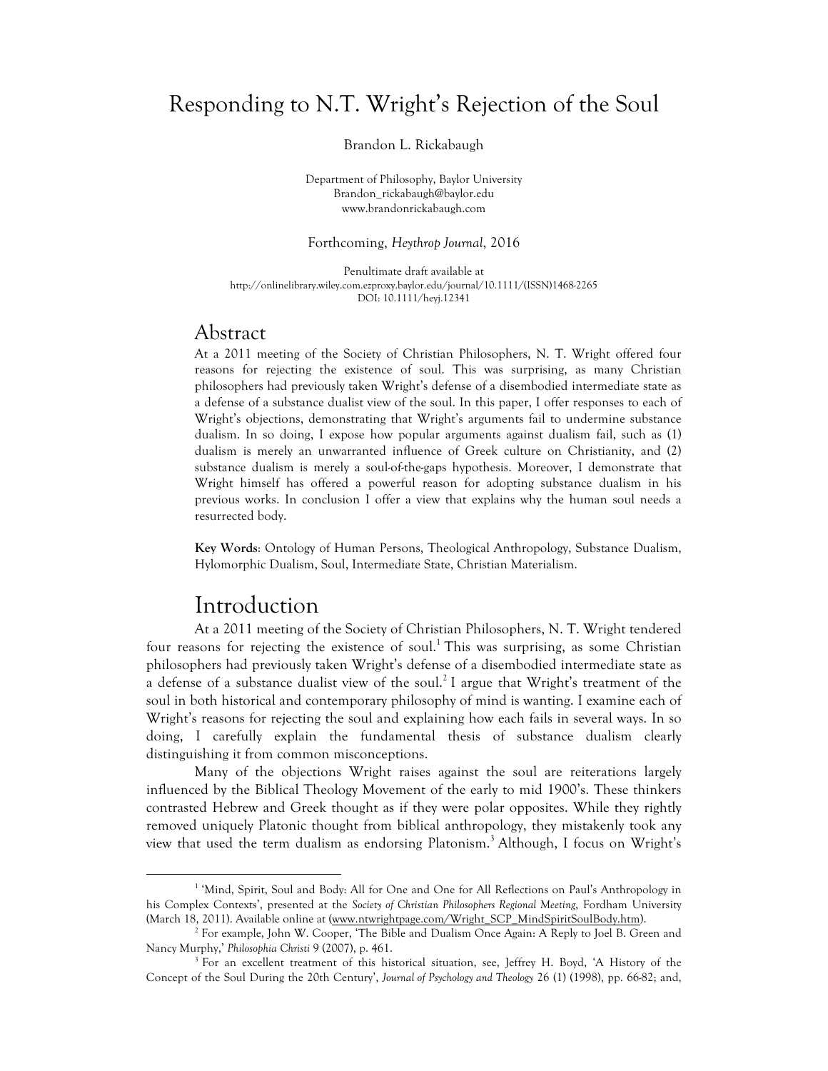# Responding to N.T. Wright's Rejection of the Soul

Brandon L. Rickabaugh

Department of Philosophy, Baylor University
Brandon_rickabaugh@baylor.edu
www.brandonrickabaugh.com

Forthcoming, *Heythrop Journal*, 2016

Penultimate draft available at
http://onlinelibrary.wiley.com.ezproxy.baylor.edu/journal/10.1111/(ISSN)1468-2265
DOI: 10.1111/heyj.12341

## Abstract

At a 2011 meeting of the Society of Christian Philosophers, N. T. Wright offered four reasons for rejecting the existence of soul. This was surprising, as many Christian philosophers had previously taken Wright's defense of a disembodied intermediate state as a defense of a substance dualist view of the soul. In this paper, I offer responses to each of Wright's objections, demonstrating that Wright's arguments fail to undermine substance dualism. In so doing, I expose how popular arguments against dualism fail, such as (1) dualism is merely an unwarranted influence of Greek culture on Christianity, and (2) substance dualism is merely a soul-of-the-gaps hypothesis. Moreover, I demonstrate that Wright himself has offered a powerful reason for adopting substance dualism in his previous works. In conclusion I offer a view that explains why the human soul needs a resurrected body.

**Key Words**: Ontology of Human Persons, Theological Anthropology, Substance Dualism, Hylomorphic Dualism, Soul, Intermediate State, Christian Materialism.

## Introduction

At a 2011 meeting of the Society of Christian Philosophers, N. T. Wright tendered four reasons for rejecting the existence of soul.[1] This was surprising, as some Christian philosophers had previously taken Wright's defense of a disembodied intermediate state as a defense of a substance dualist view of the soul.[2] I argue that Wright's treatment of the soul in both historical and contemporary philosophy of mind is wanting. I examine each of Wright's reasons for rejecting the soul and explaining how each fails in several ways. In so doing, I carefully explain the fundamental thesis of substance dualism clearly distinguishing it from common misconceptions.

Many of the objections Wright raises against the soul are reiterations largely influenced by the Biblical Theology Movement of the early to mid 1900's. These thinkers contrasted Hebrew and Greek thought as if they were polar opposites. While they rightly removed uniquely Platonic thought from biblical anthropology, they mistakenly took any view that used the term dualism as endorsing Platonism.[3] Although, I focus on Wright's

---

[1] 'Mind, Spirit, Soul and Body: All for One and One for All Reflections on Paul's Anthropology in his Complex Contexts', presented at the *Society of Christian Philosophers Regional Meeting*, Fordham University (March 18, 2011). Available online at (www.ntwrightpage.com/Wright_SCP_MindSpiritSoulBody.htm).

[2] For example, John W. Cooper, 'The Bible and Dualism Once Again: A Reply to Joel B. Green and Nancy Murphy,' *Philosophia Christi* 9 (2007), p. 461.

[3] For an excellent treatment of this historical situation, see, Jeffrey H. Boyd, 'A History of the Concept of the Soul During the 20th Century', *Journal of Psychology and Theology* 26 (1) (1998), pp. 66-82; and,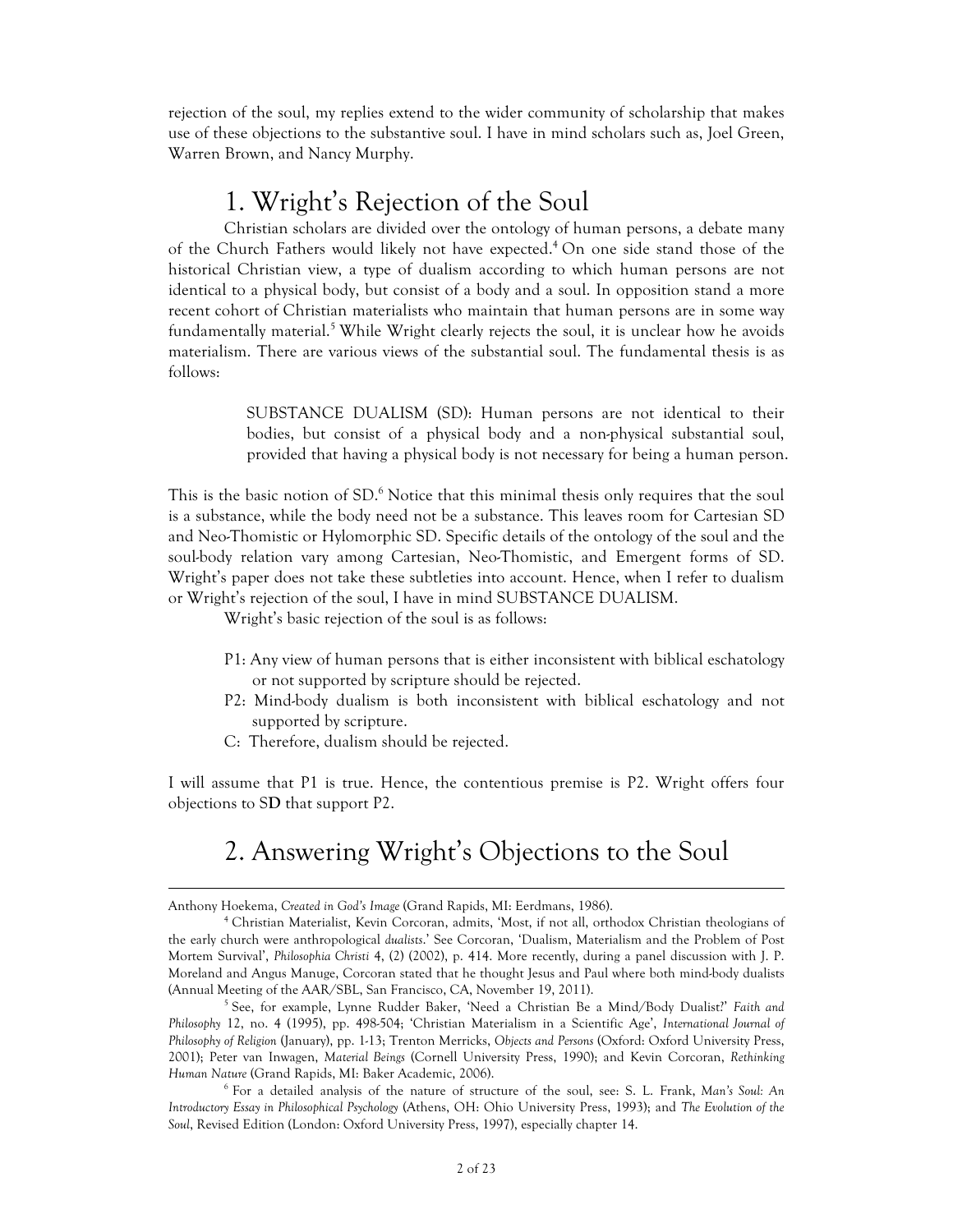rejection of the soul, my replies extend to the wider community of scholarship that makes use of these objections to the substantive soul. I have in mind scholars such as, Joel Green, Warren Brown, and Nancy Murphy.

## 1. Wright's Rejection of the Soul

Christian scholars are divided over the ontology of human persons, a debate many of the Church Fathers would likely not have expected.[4] On one side stand those of the historical Christian view, a type of dualism according to which human persons are not identical to a physical body, but consist of a body and a soul. In opposition stand a more recent cohort of Christian materialists who maintain that human persons are in some way fundamentally material.[5] While Wright clearly rejects the soul, it is unclear how he avoids materialism. There are various views of the substantial soul. The fundamental thesis is as follows:

> SUBSTANCE DUALISM (SD): Human persons are not identical to their bodies, but consist of a physical body and a non-physical substantial soul, provided that having a physical body is not necessary for being a human person.

This is the basic notion of SD.[6] Notice that this minimal thesis only requires that the soul is a substance, while the body need not be a substance. This leaves room for Cartesian SD and Neo-Thomistic or Hylomorphic SD. Specific details of the ontology of the soul and the soul-body relation vary among Cartesian, Neo-Thomistic, and Emergent forms of SD. Wright's paper does not take these subtleties into account. Hence, when I refer to dualism or Wright's rejection of the soul, I have in mind SUBSTANCE DUALISM.

Wright's basic rejection of the soul is as follows:

> P1: Any view of human persons that is either inconsistent with biblical eschatology or not supported by scripture should be rejected.
>
> P2: Mind-body dualism is both inconsistent with biblical eschatology and not supported by scripture.
>
> C: Therefore, dualism should be rejected.

I will assume that P1 is true. Hence, the contentious premise is P2. Wright offers four objections to S**D** that support P2.

## 2. Answering Wright's Objections to the Soul

---

Anthony Hoekema, *Created in God's Image* (Grand Rapids, MI: Eerdmans, 1986).

[4] Christian Materialist, Kevin Corcoran, admits, 'Most, if not all, orthodox Christian theologians of the early church were anthropological *dualists*.' See Corcoran, 'Dualism, Materialism and the Problem of Post Mortem Survival', *Philosophia Christi* 4, (2) (2002), p. 414. More recently, during a panel discussion with J. P. Moreland and Angus Manuge, Corcoran stated that he thought Jesus and Paul where both mind-body dualists (Annual Meeting of the AAR/SBL, San Francisco, CA, November 19, 2011).

[5] See, for example, Lynne Rudder Baker, 'Need a Christian Be a Mind/Body Dualist?' *Faith and Philosophy* 12, no. 4 (1995), pp. 498-504; 'Christian Materialism in a Scientific Age', *International Journal of Philosophy of Religion* (January), pp. 1-13; Trenton Merricks, *Objects and Persons* (Oxford: Oxford University Press, 2001); Peter van Inwagen, *Material Beings* (Cornell University Press, 1990); and Kevin Corcoran, *Rethinking Human Nature* (Grand Rapids, MI: Baker Academic, 2006).

[6] For a detailed analysis of the nature of structure of the soul, see: S. L. Frank, *Man's Soul: An Introductory Essay in Philosophical Psychology* (Athens, OH: Ohio University Press, 1993); and *The Evolution of the Soul*, Revised Edition (London: Oxford University Press, 1997), especially chapter 14.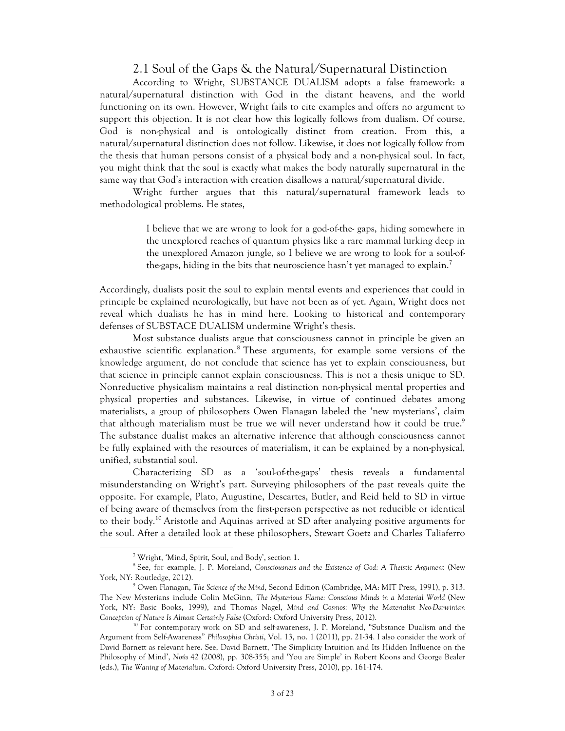## 2.1 Soul of the Gaps & the Natural/Supernatural Distinction

According to Wright, SUBSTANCE DUALISM adopts a false framework: a natural/supernatural distinction with God in the distant heavens, and the world functioning on its own. However, Wright fails to cite examples and offers no argument to support this objection. It is not clear how this logically follows from dualism. Of course, God is non-physical and is ontologically distinct from creation. From this, a natural/supernatural distinction does not follow. Likewise, it does not logically follow from the thesis that human persons consist of a physical body and a non-physical soul. In fact, you might think that the soul is exactly what makes the body naturally supernatural in the same way that God's interaction with creation disallows a natural/supernatural divide.

Wright further argues that this natural/supernatural framework leads to methodological problems. He states,

> I believe that we are wrong to look for a god-of-the- gaps, hiding somewhere in the unexplored reaches of quantum physics like a rare mammal lurking deep in the unexplored Amazon jungle, so I believe we are wrong to look for a soul-of-the-gaps, hiding in the bits that neuroscience hasn't yet managed to explain.[7]

Accordingly, dualists posit the soul to explain mental events and experiences that could in principle be explained neurologically, but have not been as of yet. Again, Wright does not reveal which dualists he has in mind here. Looking to historical and contemporary defenses of SUBSTACE DUALISM undermine Wright's thesis.

Most substance dualists argue that consciousness cannot in principle be given an exhaustive scientific explanation.[8] These arguments, for example some versions of the knowledge argument, do not conclude that science has yet to explain consciousness, but that science in principle cannot explain consciousness. This is not a thesis unique to SD. Nonreductive physicalism maintains a real distinction non-physical mental properties and physical properties and substances. Likewise, in virtue of continued debates among materialists, a group of philosophers Owen Flanagan labeled the 'new mysterians', claim that although materialism must be true we will never understand how it could be true.[9] The substance dualist makes an alternative inference that although consciousness cannot be fully explained with the resources of materialism, it can be explained by a non-physical, unified, substantial soul.

Characterizing SD as a 'soul-of-the-gaps' thesis reveals a fundamental misunderstanding on Wright's part. Surveying philosophers of the past reveals quite the opposite. For example, Plato, Augustine, Descartes, Butler, and Reid held to SD in virtue of being aware of themselves from the first-person perspective as not reducible or identical to their body.[10] Aristotle and Aquinas arrived at SD after analyzing positive arguments for the soul. After a detailed look at these philosophers, Stewart Goetz and Charles Taliaferro

---

[7] Wright, 'Mind, Spirit, Soul, and Body', section 1.

[8] See, for example, J. P. Moreland, *Consciousness and the Existence of God: A Theistic Argument* (New York, NY: Routledge, 2012).

[9] Owen Flanagan, *The Science of the Mind*, Second Edition (Cambridge, MA: MIT Press, 1991), p. 313. The New Mysterians include Colin McGinn, *The Mysterious Flame: Conscious Minds in a Material World* (New York, NY: Basic Books, 1999), and Thomas Nagel, *Mind and Cosmos: Why the Materialist Neo-Darwinian Conception of Nature Is Almost Certainly False* (Oxford: Oxford University Press, 2012).

[10] For contemporary work on SD and self-awareness, J. P. Moreland, "Substance Dualism and the Argument from Self-Awareness" *Philosophia Christi*, Vol. 13, no. 1 (2011), pp. 21-34. I also consider the work of David Barnett as relevant here. See, David Barnett, 'The Simplicity Intuition and Its Hidden Influence on the Philosophy of Mind', *Noûs* 42 (2008), pp. 308-355; and 'You are Simple' in Robert Koons and George Bealer (eds.), *The Waning of Materialism*. Oxford: Oxford University Press, 2010), pp. 161-174.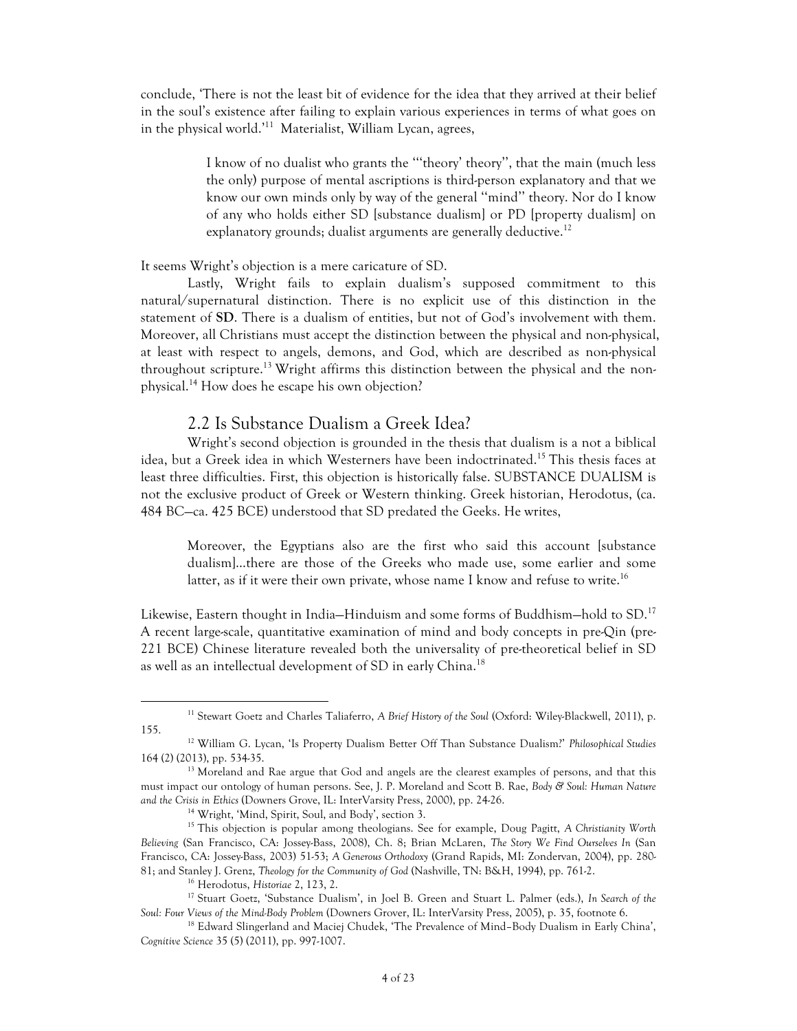conclude, 'There is not the least bit of evidence for the idea that they arrived at their belief in the soul's existence after failing to explain various experiences in terms of what goes on in the physical world.'[11] Materialist, William Lycan, agrees,

> I know of no dualist who grants the "'theory' theory", that the main (much less the only) purpose of mental ascriptions is third-person explanatory and that we know our own minds only by way of the general "mind" theory. Nor do I know of any who holds either SD [substance dualism] or PD [property dualism] on explanatory grounds; dualist arguments are generally deductive.[12]

It seems Wright's objection is a mere caricature of SD.

Lastly, Wright fails to explain dualism's supposed commitment to this natural/supernatural distinction. There is no explicit use of this distinction in the statement of **SD**. There is a dualism of entities, but not of God's involvement with them. Moreover, all Christians must accept the distinction between the physical and non-physical, at least with respect to angels, demons, and God, which are described as non-physical throughout scripture.[13] Wright affirms this distinction between the physical and the non-physical.[14] How does he escape his own objection?

## 2.2 Is Substance Dualism a Greek Idea?

Wright's second objection is grounded in the thesis that dualism is a not a biblical idea, but a Greek idea in which Westerners have been indoctrinated.[15] This thesis faces at least three difficulties. First, this objection is historically false. SUBSTANCE DUALISM is not the exclusive product of Greek or Western thinking. Greek historian, Herodotus, (ca. 484 BC—ca. 425 BCE) understood that SD predated the Geeks. He writes,

> Moreover, the Egyptians also are the first who said this account [substance dualism]...there are those of the Greeks who made use, some earlier and some latter, as if it were their own private, whose name I know and refuse to write.[16]

Likewise, Eastern thought in India—Hinduism and some forms of Buddhism—hold to SD.[17] A recent large-scale, quantitative examination of mind and body concepts in pre-Qin (pre-221 BCE) Chinese literature revealed both the universality of pre-theoretical belief in SD as well as an intellectual development of SD in early China.[18]

---

[11] Stewart Goetz and Charles Taliaferro, *A Brief History of the Soul* (Oxford: Wiley-Blackwell, 2011), p. 155.

[12] William G. Lycan, 'Is Property Dualism Better Off Than Substance Dualism?' *Philosophical Studies* 164 (2) (2013), pp. 534-35.

[13] Moreland and Rae argue that God and angels are the clearest examples of persons, and that this must impact our ontology of human persons. See, J. P. Moreland and Scott B. Rae, *Body & Soul: Human Nature and the Crisis in Ethics* (Downers Grove, IL: InterVarsity Press, 2000), pp. 24-26.

[14] Wright, 'Mind, Spirit, Soul, and Body', section 3.

[15] This objection is popular among theologians. See for example, Doug Pagitt, *A Christianity Worth Believing* (San Francisco, CA: Jossey-Bass, 2008), Ch. 8; Brian McLaren, *The Story We Find Ourselves In* (San Francisco, CA: Jossey-Bass, 2003) 51-53; *A Generous Orthodoxy* (Grand Rapids, MI: Zondervan, 2004), pp. 280-81; and Stanley J. Grenz, *Theology for the Community of God* (Nashville, TN: B&H, 1994), pp. 761-2.

[16] Herodotus, *Historiae* 2, 123, 2.

[17] Stuart Goetz, 'Substance Dualism', in Joel B. Green and Stuart L. Palmer (eds.), *In Search of the Soul: Four Views of the Mind-Body Problem* (Downers Grover, IL: InterVarsity Press, 2005), p. 35, footnote 6.

[18] Edward Slingerland and Maciej Chudek, 'The Prevalence of Mind–Body Dualism in Early China', *Cognitive Science* 35 (5) (2011), pp. 997-1007.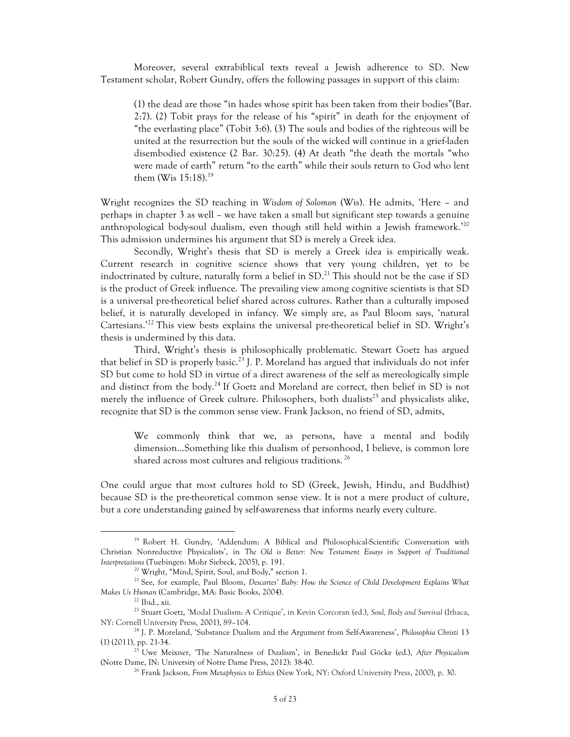Moreover, several extrabiblical texts reveal a Jewish adherence to SD. New Testament scholar, Robert Gundry, offers the following passages in support of this claim:

> (1) the dead are those "in hades whose spirit has been taken from their bodies"(Bar. 2:7). (2) Tobit prays for the release of his "spirit" in death for the enjoyment of "the everlasting place" (Tobit 3:6). (3) The souls and bodies of the righteous will be united at the resurrection but the souls of the wicked will continue in a grief-laden disembodied existence (2 Bar. 30:25). (4) At death "the death the mortals "who were made of earth" return "to the earth" while their souls return to God who lent them (Wis 15:18).[19]

Wright recognizes the SD teaching in *Wisdom of Solomon* (Wis). He admits, 'Here – and perhaps in chapter 3 as well – we have taken a small but significant step towards a genuine anthropological body-soul dualism, even though still held within a Jewish framework.'[20] This admission undermines his argument that SD is merely a Greek idea.

Secondly, Wright's thesis that SD is merely a Greek idea is empirically weak. Current research in cognitive science shows that very young children, yet to be indoctrinated by culture, naturally form a belief in SD.[21] This should not be the case if SD is the product of Greek influence. The prevailing view among cognitive scientists is that SD is a universal pre-theoretical belief shared across cultures. Rather than a culturally imposed belief, it is naturally developed in infancy. We simply are, as Paul Bloom says, 'natural Cartesians.'[22] This view bests explains the universal pre-theoretical belief in SD. Wright's thesis is undermined by this data.

Third, Wright's thesis is philosophically problematic. Stewart Goetz has argued that belief in SD is properly basic.[23] J. P. Moreland has argued that individuals do not infer SD but come to hold SD in virtue of a direct awareness of the self as mereologically simple and distinct from the body.[24] If Goetz and Moreland are correct, then belief in SD is not merely the influence of Greek culture. Philosophers, both dualists[25] and physicalists alike, recognize that SD is the common sense view. Frank Jackson, no friend of SD, admits,

> We commonly think that we, as persons, have a mental and bodily dimension…Something like this dualism of personhood, I believe, is common lore shared across most cultures and religious traditions.[26]

One could argue that most cultures hold to SD (Greek, Jewish, Hindu, and Buddhist) because SD is the pre-theoretical common sense view. It is not a mere product of culture, but a core understanding gained by self-awareness that informs nearly every culture.

---

[19] Robert H. Gundry, 'Addendum: A Biblical and Philosophical-Scientific Conversation with Christian Nonreductive Physicalists', in *The Old is Better: New Testament Essays in Support of Traditional Interpretations* (Tuebingen: Mohr Siebeck, 2005), p. 191.

[20] Wright, "Mind, Spirit, Soul, and Body," section 1.

[21] See, for example, Paul Bloom, *Descartes' Baby: How the Science of Child Development Explains What Makes Us Human* (Cambridge, MA: Basic Books, 2004).

[22] Ibid., xii.

[23] Stuart Goetz, 'Modal Dualism: A Critique', in Kevin Corcoran (ed.), *Soul, Body and Survival* (Ithaca, NY: Cornell University Press, 2001), 89–104.

[24] J. P. Moreland, 'Substance Dualism and the Argument from Self-Awareness', *Philosophia Christi* 13 (1) (2011), pp. 21-34.

[25] Uwe Meixner, 'The Naturalness of Dualism', in Benedickt Paul Göcke (ed.), *After Physicalism* (Notre Dame, IN: University of Notre Dame Press, 2012): 38-40.

[26] Frank Jackson, *From Metaphysics to Ethics* (New York, NY: Oxford University Press, 2000), p. 30.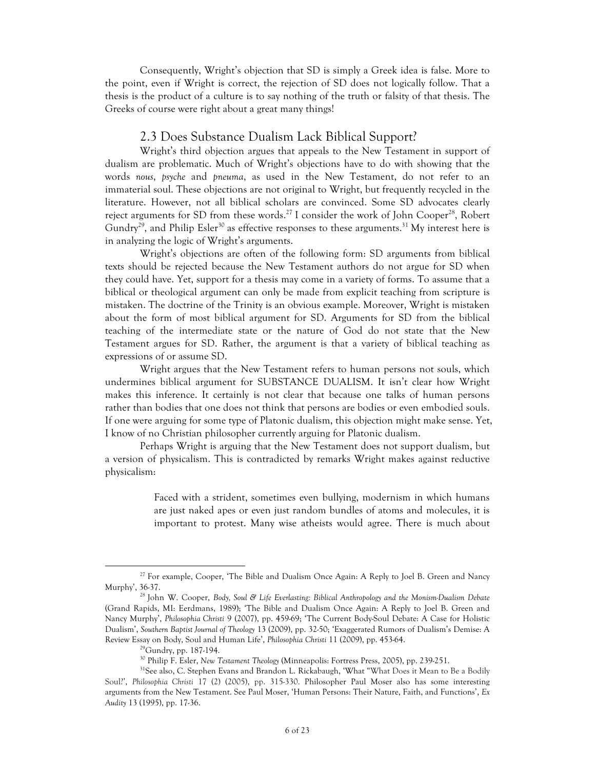Consequently, Wright's objection that SD is simply a Greek idea is false. More to the point, even if Wright is correct, the rejection of SD does not logically follow. That a thesis is the product of a culture is to say nothing of the truth or falsity of that thesis. The Greeks of course were right about a great many things!

## 2.3 Does Substance Dualism Lack Biblical Support?

Wright's third objection argues that appeals to the New Testament in support of dualism are problematic. Much of Wright's objections have to do with showing that the words *nous*, *psyche* and *pneuma*, as used in the New Testament, do not refer to an immaterial soul. These objections are not original to Wright, but frequently recycled in the literature. However, not all biblical scholars are convinced. Some SD advocates clearly reject arguments for SD from these words.[27] I consider the work of John Cooper[28], Robert Gundry[29], and Philip Esler[30] as effective responses to these arguments.[31] My interest here is in analyzing the logic of Wright's arguments.

Wright's objections are often of the following form: SD arguments from biblical texts should be rejected because the New Testament authors do not argue for SD when they could have. Yet, support for a thesis may come in a variety of forms. To assume that a biblical or theological argument can only be made from explicit teaching from scripture is mistaken. The doctrine of the Trinity is an obvious example. Moreover, Wright is mistaken about the form of most biblical argument for SD. Arguments for SD from the biblical teaching of the intermediate state or the nature of God do not state that the New Testament argues for SD. Rather, the argument is that a variety of biblical teaching as expressions of or assume SD.

Wright argues that the New Testament refers to human persons not souls, which undermines biblical argument for SUBSTANCE DUALISM. It isn't clear how Wright makes this inference. It certainly is not clear that because one talks of human persons rather than bodies that one does not think that persons are bodies or even embodied souls. If one were arguing for some type of Platonic dualism, this objection might make sense. Yet, I know of no Christian philosopher currently arguing for Platonic dualism.

Perhaps Wright is arguing that the New Testament does not support dualism, but a version of physicalism. This is contradicted by remarks Wright makes against reductive physicalism:

> Faced with a strident, sometimes even bullying, modernism in which humans are just naked apes or even just random bundles of atoms and molecules, it is important to protest. Many wise atheists would agree. There is much about

---

[27] For example, Cooper, 'The Bible and Dualism Once Again: A Reply to Joel B. Green and Nancy Murphy', 36-37.

[28] John W. Cooper, *Body, Soul & Life Everlasting: Biblical Anthropology and the Monism-Dualism Debate* (Grand Rapids, MI: Eerdmans, 1989); 'The Bible and Dualism Once Again: A Reply to Joel B. Green and Nancy Murphy', *Philosophia Christi* 9 (2007), pp. 459-69; 'The Current Body-Soul Debate: A Case for Holistic Dualism', *Southern Baptist Journal of Theology* 13 (2009), pp. 32-50; 'Exaggerated Rumors of Dualism's Demise: A Review Essay on Body, Soul and Human Life', *Philosophia Christi* 11 (2009), pp. 453-64.

[29] Gundry, pp. 187-194.

[30] Philip F. Esler, *New Testament Theology* (Minneapolis: Fortress Press, 2005), pp. 239-251.

[31] See also, C. Stephen Evans and Brandon L. Rickabaugh, 'What "What Does it Mean to Be a Bodily Soul?', *Philosophia Christi* 17 (2) (2005), pp. 315-330. Philosopher Paul Moser also has some interesting arguments from the New Testament. See Paul Moser, 'Human Persons: Their Nature, Faith, and Functions', *Ex Audity* 13 (1995), pp. 17-36.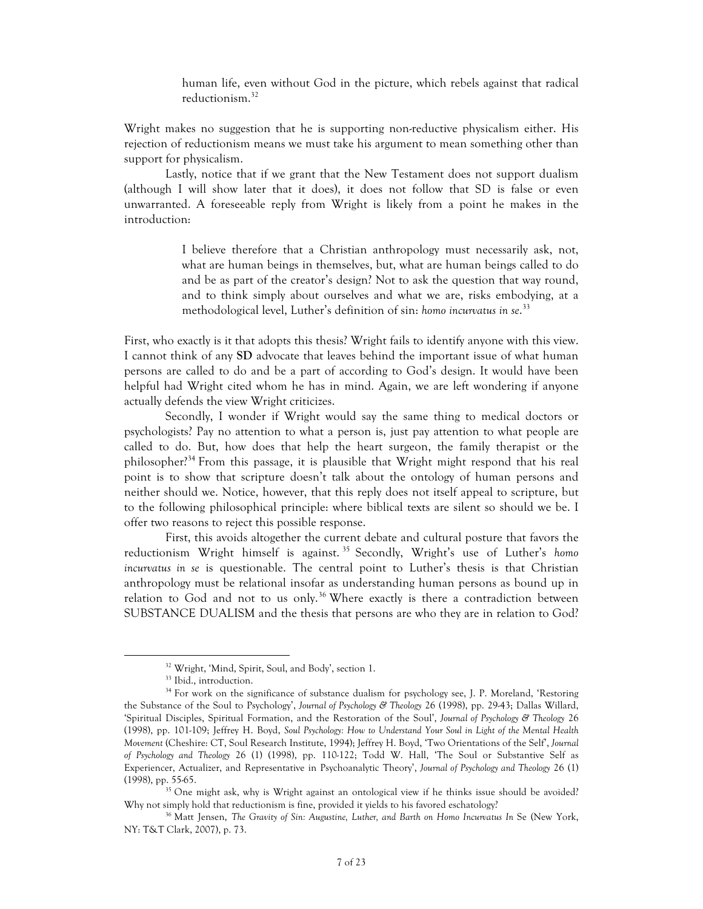> human life, even without God in the picture, which rebels against that radical reductionism.[32]

Wright makes no suggestion that he is supporting non-reductive physicalism either. His rejection of reductionism means we must take his argument to mean something other than support for physicalism.

Lastly, notice that if we grant that the New Testament does not support dualism (although I will show later that it does), it does not follow that SD is false or even unwarranted. A foreseeable reply from Wright is likely from a point he makes in the introduction:

> I believe therefore that a Christian anthropology must necessarily ask, not, what are human beings in themselves, but, what are human beings called to do and be as part of the creator's design? Not to ask the question that way round, and to think simply about ourselves and what we are, risks embodying, at a methodological level, Luther's definition of sin: *homo incurvatus in se*.[33]

First, who exactly is it that adopts this thesis? Wright fails to identify anyone with this view. I cannot think of any **SD** advocate that leaves behind the important issue of what human persons are called to do and be a part of according to God's design. It would have been helpful had Wright cited whom he has in mind. Again, we are left wondering if anyone actually defends the view Wright criticizes.

Secondly, I wonder if Wright would say the same thing to medical doctors or psychologists? Pay no attention to what a person is, just pay attention to what people are called to do. But, how does that help the heart surgeon, the family therapist or the philosopher?[34] From this passage, it is plausible that Wright might respond that his real point is to show that scripture doesn't talk about the ontology of human persons and neither should we. Notice, however, that this reply does not itself appeal to scripture, but to the following philosophical principle: where biblical texts are silent so should we be. I offer two reasons to reject this possible response.

First, this avoids altogether the current debate and cultural posture that favors the reductionism Wright himself is against.[35] Secondly, Wright's use of Luther's *homo incurvatus in se* is questionable. The central point to Luther's thesis is that Christian anthropology must be relational insofar as understanding human persons as bound up in relation to God and not to us only.[36] Where exactly is there a contradiction between SUBSTANCE DUALISM and the thesis that persons are who they are in relation to God?

---

[32] Wright, 'Mind, Spirit, Soul, and Body', section 1.

[33] Ibid., introduction.

[34] For work on the significance of substance dualism for psychology see, J. P. Moreland, 'Restoring the Substance of the Soul to Psychology', *Journal of Psychology & Theology* 26 (1998), pp. 29-43; Dallas Willard, 'Spiritual Disciples, Spiritual Formation, and the Restoration of the Soul', *Journal of Psychology & Theology* 26 (1998), pp. 101-109; Jeffrey H. Boyd, *Soul Psychology: How to Understand Your Soul in Light of the Mental Health Movement* (Cheshire: CT, Soul Research Institute, 1994); Jeffrey H. Boyd, 'Two Orientations of the Self', *Journal of Psychology and Theology* 26 (1) (1998), pp. 110-122; Todd W. Hall, 'The Soul or Substantive Self as Experiencer, Actualizer, and Representative in Psychoanalytic Theory', *Journal of Psychology and Theology* 26 (1) (1998), pp. 55-65.

[35] One might ask, why is Wright against an ontological view if he thinks issue should be avoided? Why not simply hold that reductionism is fine, provided it yields to his favored eschatology?

[36] Matt Jensen, *The Gravity of Sin: Augustine, Luther, and Barth on Homo Incurvatus In* Se (New York, NY: T&T Clark, 2007), p. 73.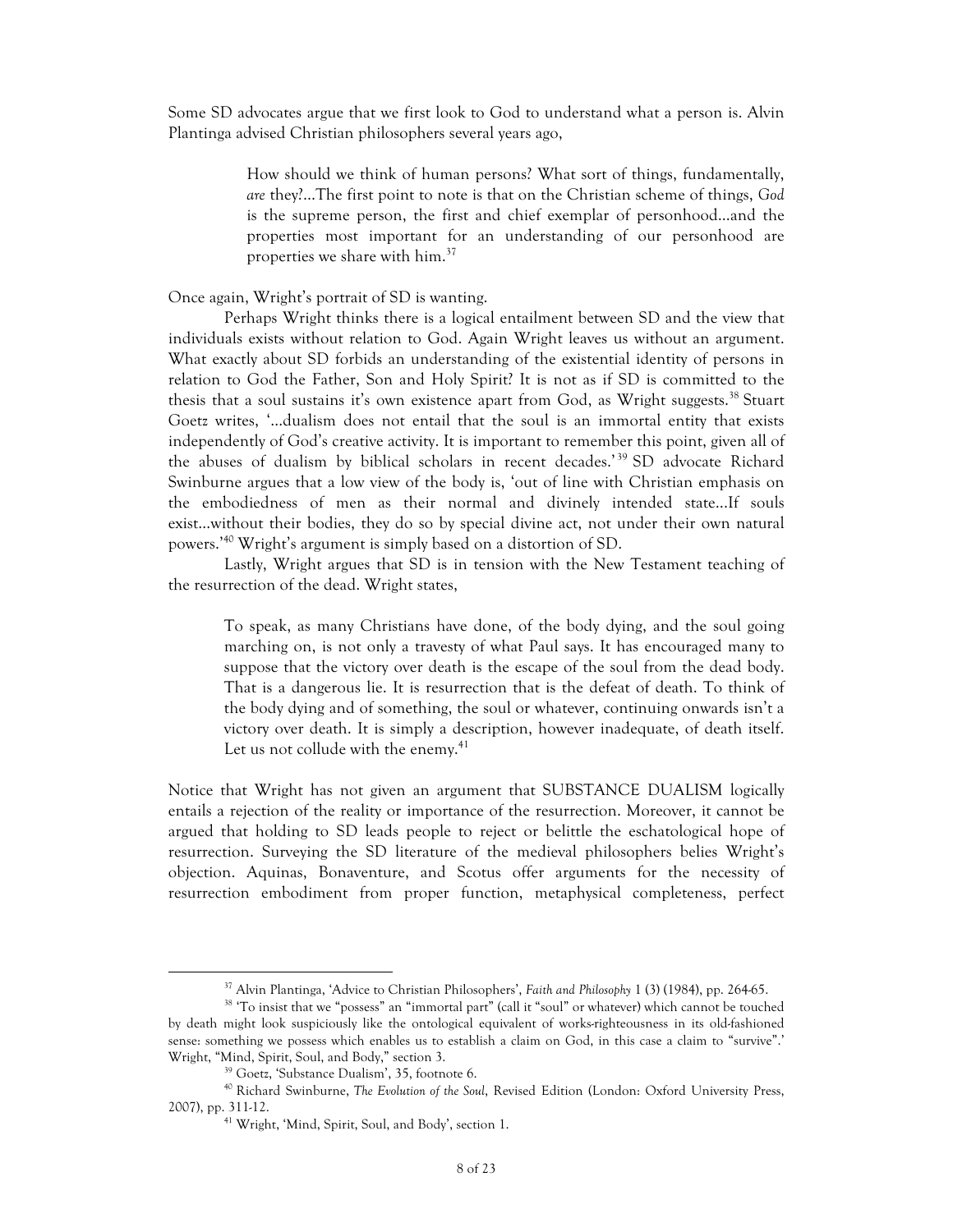Some SD advocates argue that we first look to God to understand what a person is. Alvin Plantinga advised Christian philosophers several years ago,

> How should we think of human persons? What sort of things, fundamentally, *are* they?...The first point to note is that on the Christian scheme of things, *God* is the supreme person, the first and chief exemplar of personhood...and the properties most important for an understanding of our personhood are properties we share with him.[37]

Once again, Wright's portrait of SD is wanting.

Perhaps Wright thinks there is a logical entailment between SD and the view that individuals exists without relation to God. Again Wright leaves us without an argument. What exactly about SD forbids an understanding of the existential identity of persons in relation to God the Father, Son and Holy Spirit? It is not as if SD is committed to the thesis that a soul sustains it's own existence apart from God, as Wright suggests.[38] Stuart Goetz writes, '...dualism does not entail that the soul is an immortal entity that exists independently of God's creative activity. It is important to remember this point, given all of the abuses of dualism by biblical scholars in recent decades.'[39] SD advocate Richard Swinburne argues that a low view of the body is, 'out of line with Christian emphasis on the embodiedness of men as their normal and divinely intended state...If souls exist...without their bodies, they do so by special divine act, not under their own natural powers.'[40] Wright's argument is simply based on a distortion of SD.

Lastly, Wright argues that SD is in tension with the New Testament teaching of the resurrection of the dead. Wright states,

> To speak, as many Christians have done, of the body dying, and the soul going marching on, is not only a travesty of what Paul says. It has encouraged many to suppose that the victory over death is the escape of the soul from the dead body. That is a dangerous lie. It is resurrection that is the defeat of death. To think of the body dying and of something, the soul or whatever, continuing onwards isn't a victory over death. It is simply a description, however inadequate, of death itself. Let us not collude with the enemy.[41]

Notice that Wright has not given an argument that SUBSTANCE DUALISM logically entails a rejection of the reality or importance of the resurrection. Moreover, it cannot be argued that holding to SD leads people to reject or belittle the eschatological hope of resurrection. Surveying the SD literature of the medieval philosophers belies Wright's objection. Aquinas, Bonaventure, and Scotus offer arguments for the necessity of resurrection embodiment from proper function, metaphysical completeness, perfect

---

[37] Alvin Plantinga, 'Advice to Christian Philosophers', *Faith and Philosophy* 1 (3) (1984), pp. 264-65.

[38] 'To insist that we "possess" an "immortal part" (call it "soul" or whatever) which cannot be touched by death might look suspiciously like the ontological equivalent of works-righteousness in its old-fashioned sense: something we possess which enables us to establish a claim on God, in this case a claim to "survive".' Wright, "Mind, Spirit, Soul, and Body," section 3.

[39] Goetz, 'Substance Dualism', 35, footnote 6.

[40] Richard Swinburne, *The Evolution of the Soul*, Revised Edition (London: Oxford University Press, 2007), pp. 311-12.

[41] Wright, 'Mind, Spirit, Soul, and Body', section 1.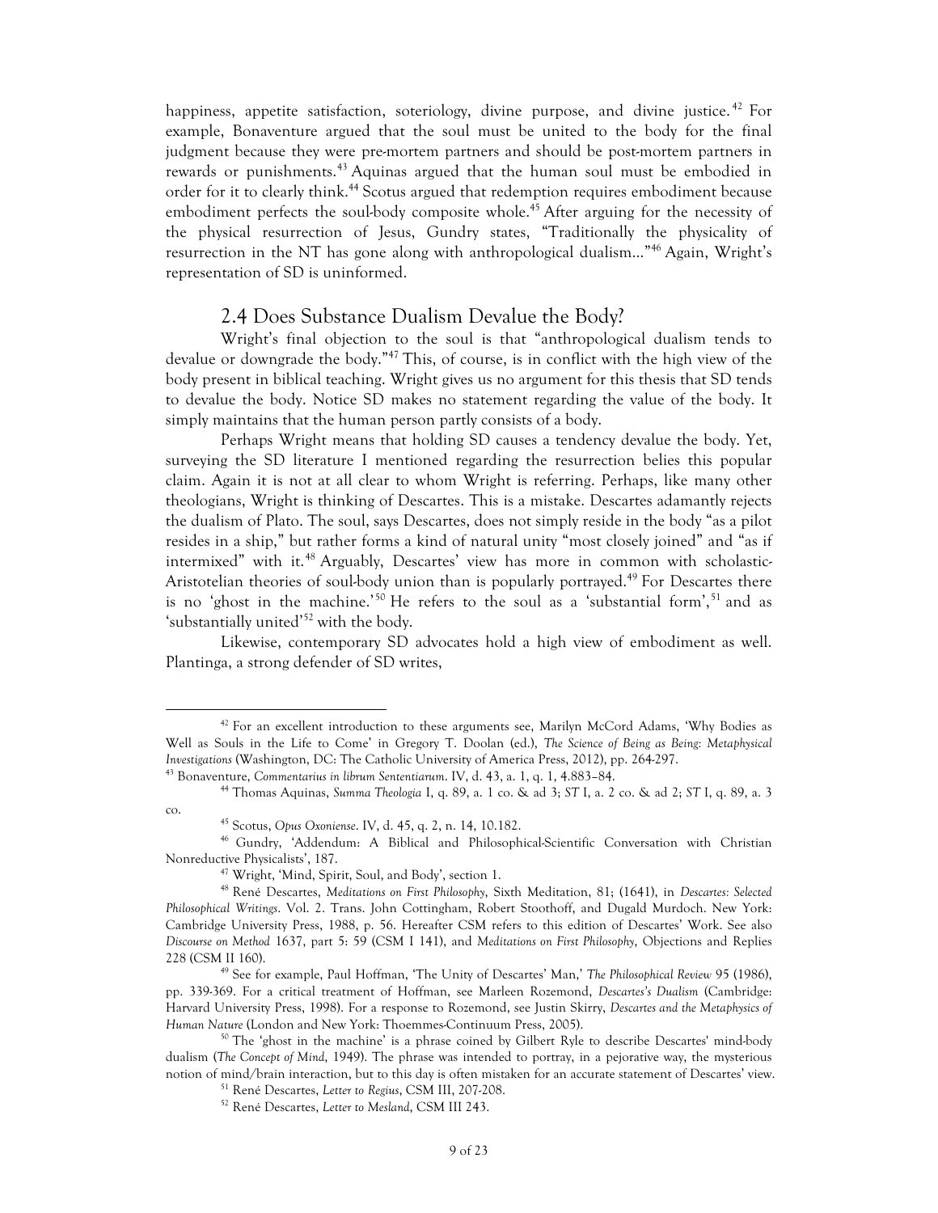happiness, appetite satisfaction, soteriology, divine purpose, and divine justice.[42] For example, Bonaventure argued that the soul must be united to the body for the final judgment because they were pre-mortem partners and should be post-mortem partners in rewards or punishments.[43] Aquinas argued that the human soul must be embodied in order for it to clearly think.[44] Scotus argued that redemption requires embodiment because embodiment perfects the soul-body composite whole.[45] After arguing for the necessity of the physical resurrection of Jesus, Gundry states, "Traditionally the physicality of resurrection in the NT has gone along with anthropological dualism…"[46] Again, Wright's representation of SD is uninformed.

## 2.4 Does Substance Dualism Devalue the Body?

Wright's final objection to the soul is that "anthropological dualism tends to devalue or downgrade the body."[47] This, of course, is in conflict with the high view of the body present in biblical teaching. Wright gives us no argument for this thesis that SD tends to devalue the body. Notice SD makes no statement regarding the value of the body. It simply maintains that the human person partly consists of a body.

Perhaps Wright means that holding SD causes a tendency devalue the body. Yet, surveying the SD literature I mentioned regarding the resurrection belies this popular claim. Again it is not at all clear to whom Wright is referring. Perhaps, like many other theologians, Wright is thinking of Descartes. This is a mistake. Descartes adamantly rejects the dualism of Plato. The soul, says Descartes, does not simply reside in the body "as a pilot resides in a ship," but rather forms a kind of natural unity "most closely joined" and "as if intermixed" with it.[48] Arguably, Descartes' view has more in common with scholastic-Aristotelian theories of soul-body union than is popularly portrayed.[49] For Descartes there is no 'ghost in the machine.'[50] He refers to the soul as a 'substantial form',[51] and as 'substantially united'[52] with the body.

Likewise, contemporary SD advocates hold a high view of embodiment as well. Plantinga, a strong defender of SD writes,

---

[42] For an excellent introduction to these arguments see, Marilyn McCord Adams, 'Why Bodies as Well as Souls in the Life to Come' in Gregory T. Doolan (ed.), *The Science of Being as Being: Metaphysical Investigations* (Washington, DC: The Catholic University of America Press, 2012), pp. 264-297.

[43] Bonaventure, *Commentarius in librum Sententiarum*. IV, d. 43, a. 1, q. 1, 4.883–84.

[44] Thomas Aquinas, *Summa Theologia* I, q. 89, a. 1 co. & ad 3; *ST* I, a. 2 co. & ad 2; *ST* I, q. 89, a. 3 co.

[45] Scotus, *Opus Oxoniense*. IV, d. 45, q. 2, n. 14, 10.182.

[46] Gundry, 'Addendum: A Biblical and Philosophical-Scientific Conversation with Christian Nonreductive Physicalists', 187.

[47] Wright, 'Mind, Spirit, Soul, and Body', section 1.

[48] René Descartes, *Meditations on First Philosophy*, Sixth Meditation, 81; (1641), in *Descartes: Selected Philosophical Writings*. Vol. 2. Trans. John Cottingham, Robert Stoothoff, and Dugald Murdoch. New York: Cambridge University Press, 1988, p. 56. Hereafter CSM refers to this edition of Descartes' Work. See also *Discourse on Method* 1637, part 5: 59 (CSM I 141), and *Meditations on First Philosophy*, Objections and Replies 228 (CSM II 160).

[49] See for example, Paul Hoffman, 'The Unity of Descartes' Man,' *The Philosophical Review* 95 (1986), pp. 339-369. For a critical treatment of Hoffman, see Marleen Rozemond, *Descartes's Dualism* (Cambridge: Harvard University Press, 1998). For a response to Rozemond, see Justin Skirry, *Descartes and the Metaphysics of Human Nature* (London and New York: Thoemmes-Continuum Press, 2005).

[50] The 'ghost in the machine' is a phrase coined by Gilbert Ryle to describe Descartes' mind-body dualism (*The Concept of Mind*, 1949). The phrase was intended to portray, in a pejorative way, the mysterious notion of mind/brain interaction, but to this day is often mistaken for an accurate statement of Descartes' view.

[51] René Descartes, *Letter to Regius*, CSM III, 207-208.

[52] René Descartes, *Letter to Mesland*, CSM III 243.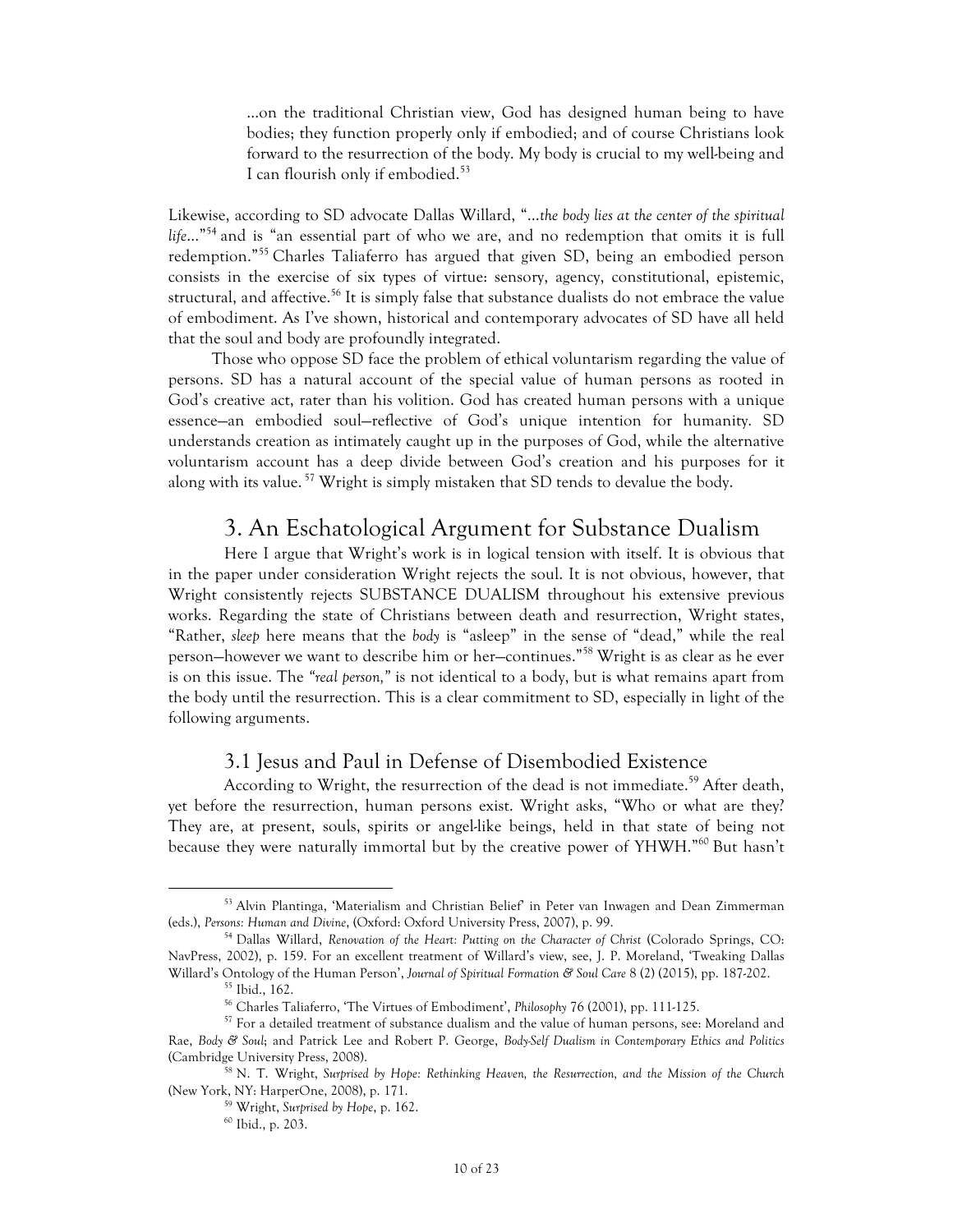> ...on the traditional Christian view, God has designed human being to have bodies; they function properly only if embodied; and of course Christians look forward to the resurrection of the body. My body is crucial to my well-being and I can flourish only if embodied.[53]

Likewise, according to SD advocate Dallas Willard, "...*the body lies at the center of the spiritual life*..."[54] and is "an essential part of who we are, and no redemption that omits it is full redemption."[55] Charles Taliaferro has argued that given SD, being an embodied person consists in the exercise of six types of virtue: sensory, agency, constitutional, epistemic, structural, and affective.[56] It is simply false that substance dualists do not embrace the value of embodiment. As I've shown, historical and contemporary advocates of SD have all held that the soul and body are profoundly integrated.

Those who oppose SD face the problem of ethical voluntarism regarding the value of persons. SD has a natural account of the special value of human persons as rooted in God's creative act, rater than his volition. God has created human persons with a unique essence—an embodied soul—reflective of God's unique intention for humanity. SD understands creation as intimately caught up in the purposes of God, while the alternative voluntarism account has a deep divide between God's creation and his purposes for it along with its value.[57] Wright is simply mistaken that SD tends to devalue the body.

## 3. An Eschatological Argument for Substance Dualism

Here I argue that Wright's work is in logical tension with itself. It is obvious that in the paper under consideration Wright rejects the soul. It is not obvious, however, that Wright consistently rejects SUBSTANCE DUALISM throughout his extensive previous works. Regarding the state of Christians between death and resurrection, Wright states, "Rather, *sleep* here means that the *body* is "asleep" in the sense of "dead," while the real person—however we want to describe him or her—continues."[58] Wright is as clear as he ever is on this issue. The *"real person,"* is not identical to a body, but is what remains apart from the body until the resurrection. This is a clear commitment to SD, especially in light of the following arguments.

### 3.1 Jesus and Paul in Defense of Disembodied Existence

According to Wright, the resurrection of the dead is not immediate.[59] After death, yet before the resurrection, human persons exist. Wright asks, "Who or what are they? They are, at present, souls, spirits or angel-like beings, held in that state of being not because they were naturally immortal but by the creative power of YHWH."[60] But hasn't

---

[53] Alvin Plantinga, 'Materialism and Christian Belief' in Peter van Inwagen and Dean Zimmerman (eds.), *Persons: Human and Divine*, (Oxford: Oxford University Press, 2007), p. 99.

[54] Dallas Willard, *Renovation of the Heart: Putting on the Character of Christ* (Colorado Springs, CO: NavPress, 2002), p. 159. For an excellent treatment of Willard's view, see, J. P. Moreland, 'Tweaking Dallas Willard's Ontology of the Human Person', *Journal of Spiritual Formation & Soul Care* 8 (2) (2015), pp. 187-202.

[55] Ibid., 162.

[56] Charles Taliaferro, 'The Virtues of Embodiment', *Philosophy* 76 (2001), pp. 111-125.

[57] For a detailed treatment of substance dualism and the value of human persons, see: Moreland and Rae, *Body & Soul*; and Patrick Lee and Robert P. George, *Body-Self Dualism in Contemporary Ethics and Politics* (Cambridge University Press, 2008).

[58] N. T. Wright, *Surprised by Hope: Rethinking Heaven, the Resurrection, and the Mission of the Church* (New York, NY: HarperOne, 2008), p. 171.

[59] Wright, *Surprised by Hope*, p. 162.

[60] Ibid., p. 203.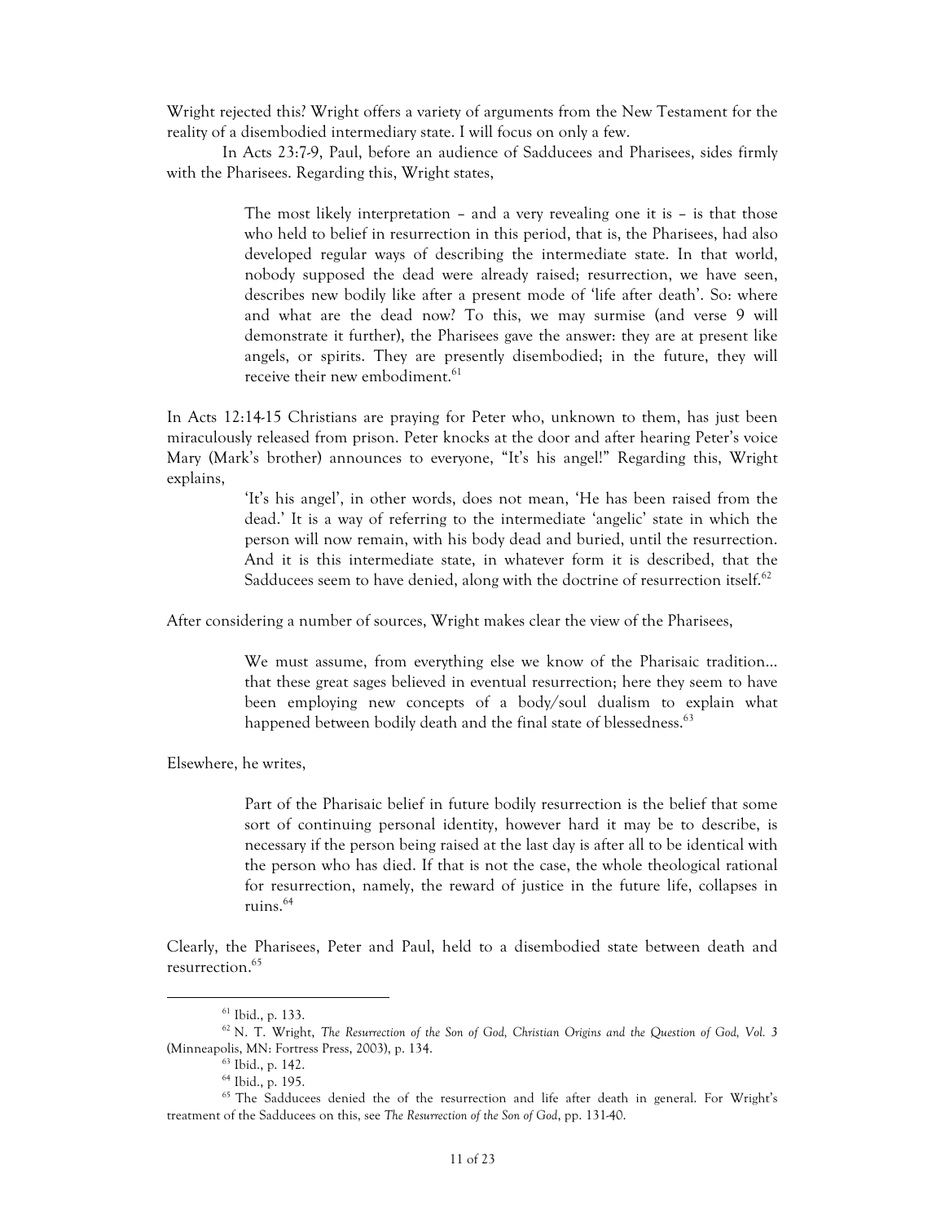Wright rejected this? Wright offers a variety of arguments from the New Testament for the reality of a disembodied intermediary state. I will focus on only a few.

In Acts 23:7-9, Paul, before an audience of Sadducees and Pharisees, sides firmly with the Pharisees. Regarding this, Wright states,

> The most likely interpretation – and a very revealing one it is – is that those who held to belief in resurrection in this period, that is, the Pharisees, had also developed regular ways of describing the intermediate state. In that world, nobody supposed the dead were already raised; resurrection, we have seen, describes new bodily like after a present mode of 'life after death'. So: where and what are the dead now? To this, we may surmise (and verse 9 will demonstrate it further), the Pharisees gave the answer: they are at present like angels, or spirits. They are presently disembodied; in the future, they will receive their new embodiment.[61]

In Acts 12:14-15 Christians are praying for Peter who, unknown to them, has just been miraculously released from prison. Peter knocks at the door and after hearing Peter's voice Mary (Mark's brother) announces to everyone, "It's his angel!" Regarding this, Wright explains,

> 'It's his angel', in other words, does not mean, 'He has been raised from the dead.' It is a way of referring to the intermediate 'angelic' state in which the person will now remain, with his body dead and buried, until the resurrection. And it is this intermediate state, in whatever form it is described, that the Sadducees seem to have denied, along with the doctrine of resurrection itself.[62]

After considering a number of sources, Wright makes clear the view of the Pharisees,

> We must assume, from everything else we know of the Pharisaic tradition… that these great sages believed in eventual resurrection; here they seem to have been employing new concepts of a body/soul dualism to explain what happened between bodily death and the final state of blessedness.[63]

Elsewhere, he writes,

> Part of the Pharisaic belief in future bodily resurrection is the belief that some sort of continuing personal identity, however hard it may be to describe, is necessary if the person being raised at the last day is after all to be identical with the person who has died. If that is not the case, the whole theological rational for resurrection, namely, the reward of justice in the future life, collapses in ruins.[64]

Clearly, the Pharisees, Peter and Paul, held to a disembodied state between death and resurrection.[65]

---

[61] Ibid., p. 133.

[62] N. T. Wright, *The Resurrection of the Son of God, Christian Origins and the Question of God, Vol. 3* (Minneapolis, MN: Fortress Press, 2003), p. 134.

[63] Ibid., p. 142.

[64] Ibid., p. 195.

[65] The Sadducees denied the of the resurrection and life after death in general. For Wright's treatment of the Sadducees on this, see *The Resurrection of the Son of God*, pp. 131-40.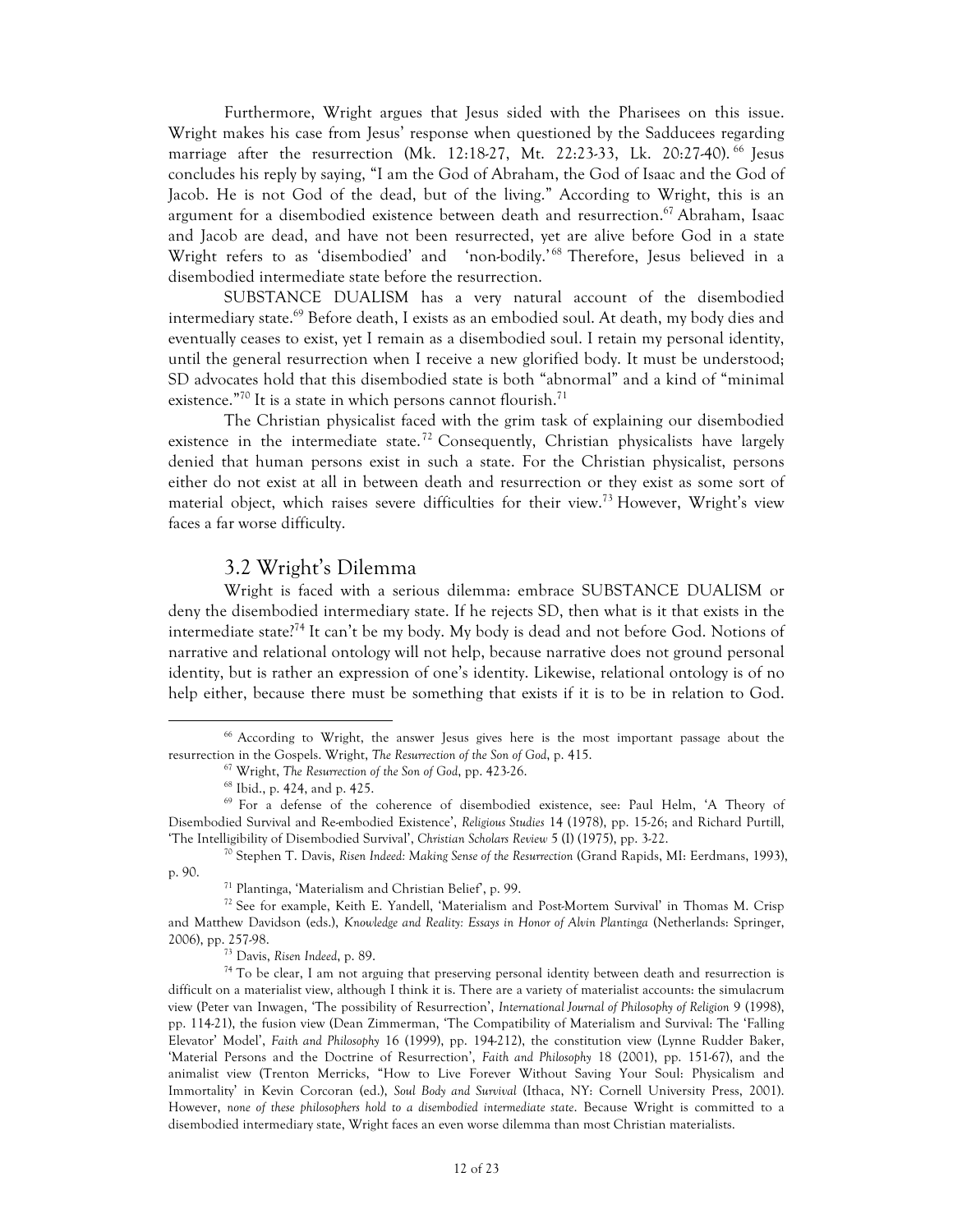Furthermore, Wright argues that Jesus sided with the Pharisees on this issue. Wright makes his case from Jesus' response when questioned by the Sadducees regarding marriage after the resurrection (Mk. 12:18-27, Mt. 22:23-33, Lk. 20:27-40).[66] Jesus concludes his reply by saying, "I am the God of Abraham, the God of Isaac and the God of Jacob. He is not God of the dead, but of the living." According to Wright, this is an argument for a disembodied existence between death and resurrection.[67] Abraham, Isaac and Jacob are dead, and have not been resurrected, yet are alive before God in a state Wright refers to as 'disembodied' and 'non-bodily.'[68] Therefore, Jesus believed in a disembodied intermediate state before the resurrection.

SUBSTANCE DUALISM has a very natural account of the disembodied intermediary state.[69] Before death, I exists as an embodied soul. At death, my body dies and eventually ceases to exist, yet I remain as a disembodied soul. I retain my personal identity, until the general resurrection when I receive a new glorified body. It must be understood; SD advocates hold that this disembodied state is both "abnormal" and a kind of "minimal existence."[70] It is a state in which persons cannot flourish.[71]

The Christian physicalist faced with the grim task of explaining our disembodied existence in the intermediate state.[72] Consequently, Christian physicalists have largely denied that human persons exist in such a state. For the Christian physicalist, persons either do not exist at all in between death and resurrection or they exist as some sort of material object, which raises severe difficulties for their view.[73] However, Wright's view faces a far worse difficulty.

## 3.2 Wright's Dilemma

Wright is faced with a serious dilemma: embrace SUBSTANCE DUALISM or deny the disembodied intermediary state. If he rejects SD, then what is it that exists in the intermediate state?[74] It can't be my body. My body is dead and not before God. Notions of narrative and relational ontology will not help, because narrative does not ground personal identity, but is rather an expression of one's identity. Likewise, relational ontology is of no help either, because there must be something that exists if it is to be in relation to God.

---

[66] According to Wright, the answer Jesus gives here is the most important passage about the resurrection in the Gospels. Wright, *The Resurrection of the Son of God*, p. 415.

[67] Wright, *The Resurrection of the Son of God*, pp. 423-26.

[68] Ibid., p. 424, and p. 425.

[69] For a defense of the coherence of disembodied existence, see: Paul Helm, 'A Theory of Disembodied Survival and Re-embodied Existence', *Religious Studies* 14 (1978), pp. 15-26; and Richard Purtill, 'The Intelligibility of Disembodied Survival', *Christian Scholars Review* 5 (I) (1975), pp. 3-22.

[70] Stephen T. Davis, *Risen Indeed: Making Sense of the Resurrection* (Grand Rapids, MI: Eerdmans, 1993), p. 90.

[71] Plantinga, 'Materialism and Christian Belief', p. 99.

[72] See for example, Keith E. Yandell, 'Materialism and Post-Mortem Survival' in Thomas M. Crisp and Matthew Davidson (eds.), *Knowledge and Reality: Essays in Honor of Alvin Plantinga* (Netherlands: Springer, 2006), pp. 257-98.

[73] Davis, *Risen Indeed*, p. 89.

[74] To be clear, I am not arguing that preserving personal identity between death and resurrection is difficult on a materialist view, although I think it is. There are a variety of materialist accounts: the simulacrum view (Peter van Inwagen, 'The possibility of Resurrection', *International Journal of Philosophy of Religion* 9 (1998), pp. 114-21), the fusion view (Dean Zimmerman, 'The Compatibility of Materialism and Survival: The 'Falling Elevator' Model', *Faith and Philosophy* 16 (1999), pp. 194-212), the constitution view (Lynne Rudder Baker, 'Material Persons and the Doctrine of Resurrection', *Faith and Philosophy* 18 (2001), pp. 151-67), and the animalist view (Trenton Merricks, "How to Live Forever Without Saving Your Soul: Physicalism and Immortality' in Kevin Corcoran (ed.), *Soul Body and Survival* (Ithaca, NY: Cornell University Press, 2001). However, *none of these philosophers hold to a disembodied intermediate state*. Because Wright is committed to a disembodied intermediary state, Wright faces an even worse dilemma than most Christian materialists.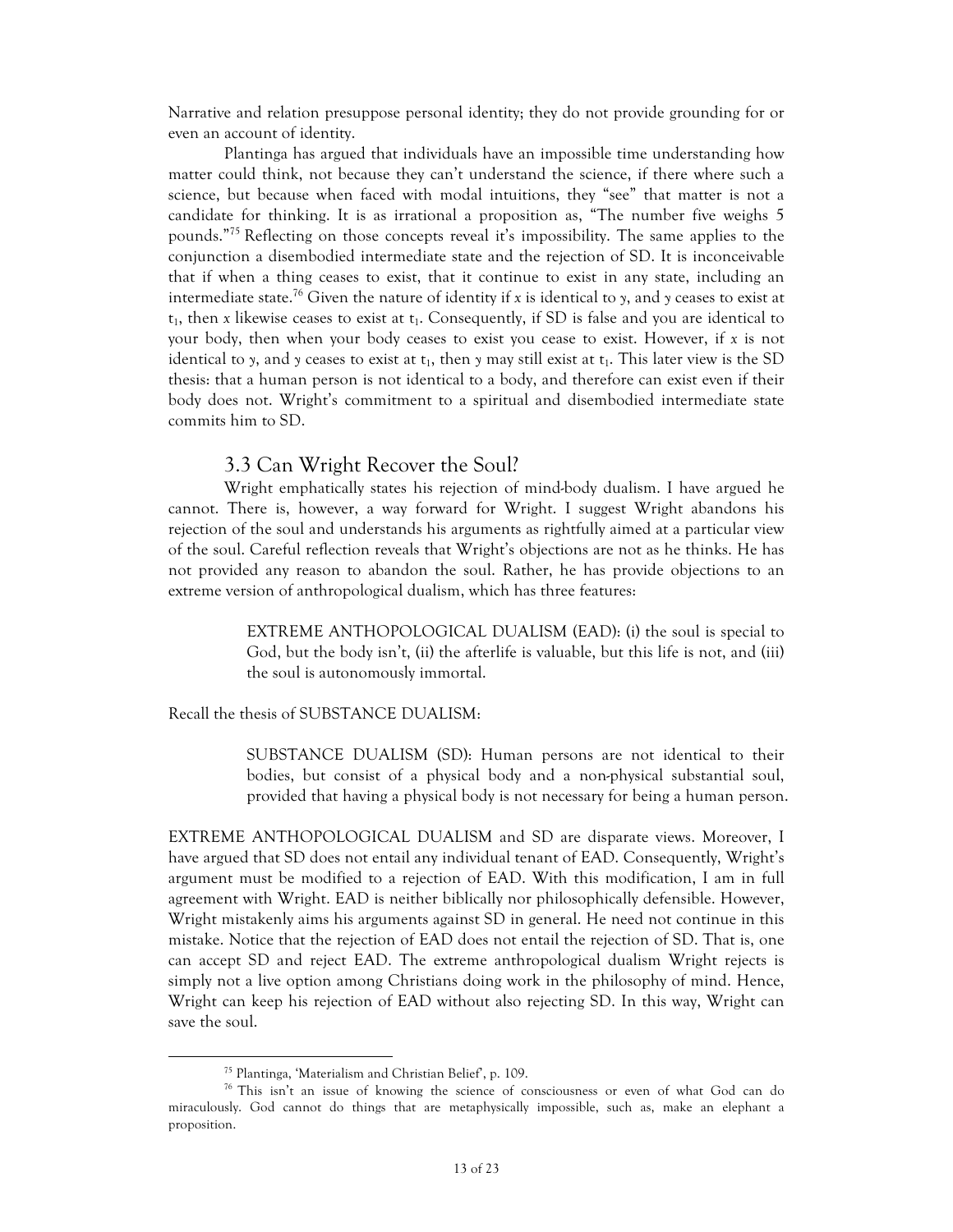Narrative and relation presuppose personal identity; they do not provide grounding for or even an account of identity.

Plantinga has argued that individuals have an impossible time understanding how matter could think, not because they can't understand the science, if there where such a science, but because when faced with modal intuitions, they "see" that matter is not a candidate for thinking. It is as irrational a proposition as, "The number five weighs 5 pounds."[75] Reflecting on those concepts reveal it's impossibility. The same applies to the conjunction a disembodied intermediate state and the rejection of SD. It is inconceivable that if when a thing ceases to exist, that it continue to exist in any state, including an intermediate state.[76] Given the nature of identity if $x$ is identical to $y$, and $y$ ceases to exist at $t_1$, then $x$ likewise ceases to exist at $t_1$. Consequently, if SD is false and you are identical to your body, then when your body ceases to exist you cease to exist. However, if $x$ is not identical to $y$, and $y$ ceases to exist at $t_1$, then $y$ may still exist at $t_1$. This later view is the SD thesis: that a human person is not identical to a body, and therefore can exist even if their body does not. Wright's commitment to a spiritual and disembodied intermediate state commits him to SD.

### 3.3 Can Wright Recover the Soul?

Wright emphatically states his rejection of mind-body dualism. I have argued he cannot. There is, however, a way forward for Wright. I suggest Wright abandons his rejection of the soul and understands his arguments as rightfully aimed at a particular view of the soul. Careful reflection reveals that Wright's objections are not as he thinks. He has not provided any reason to abandon the soul. Rather, he has provide objections to an extreme version of anthropological dualism, which has three features:

> EXTREME ANTHOPOLOGICAL DUALISM (EAD): (i) the soul is special to God, but the body isn't, (ii) the afterlife is valuable, but this life is not, and (iii) the soul is autonomously immortal.

Recall the thesis of SUBSTANCE DUALISM:

> SUBSTANCE DUALISM (SD): Human persons are not identical to their bodies, but consist of a physical body and a non-physical substantial soul, provided that having a physical body is not necessary for being a human person.

EXTREME ANTHOPOLOGICAL DUALISM and SD are disparate views. Moreover, I have argued that SD does not entail any individual tenant of EAD. Consequently, Wright's argument must be modified to a rejection of EAD. With this modification, I am in full agreement with Wright. EAD is neither biblically nor philosophically defensible. However, Wright mistakenly aims his arguments against SD in general. He need not continue in this mistake. Notice that the rejection of EAD does not entail the rejection of SD. That is, one can accept SD and reject EAD. The extreme anthropological dualism Wright rejects is simply not a live option among Christians doing work in the philosophy of mind. Hence, Wright can keep his rejection of EAD without also rejecting SD. In this way, Wright can save the soul.

---

[75] Plantinga, 'Materialism and Christian Belief', p. 109.

[76] This isn't an issue of knowing the science of consciousness or even of what God can do miraculously. God cannot do things that are metaphysically impossible, such as, make an elephant a proposition.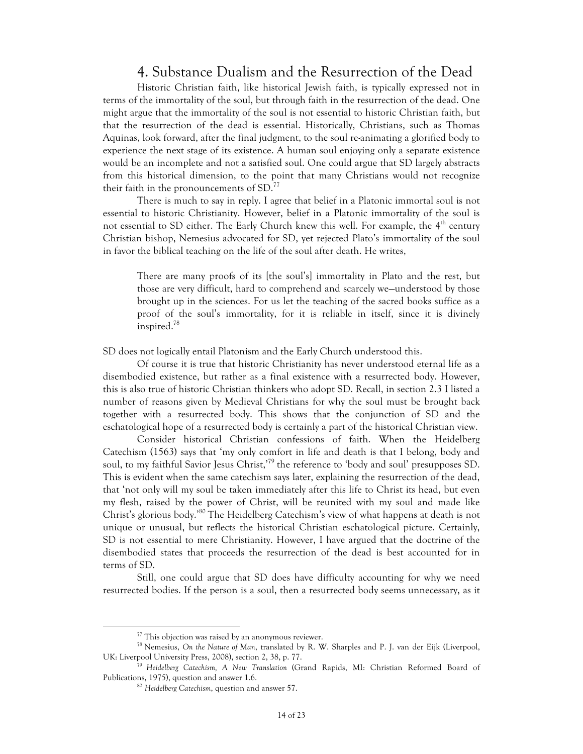## 4. Substance Dualism and the Resurrection of the Dead

Historic Christian faith, like historical Jewish faith, is typically expressed not in terms of the immortality of the soul, but through faith in the resurrection of the dead. One might argue that the immortality of the soul is not essential to historic Christian faith, but that the resurrection of the dead is essential. Historically, Christians, such as Thomas Aquinas, look forward, after the final judgment, to the soul re-animating a glorified body to experience the next stage of its existence. A human soul enjoying only a separate existence would be an incomplete and not a satisfied soul. One could argue that SD largely abstracts from this historical dimension, to the point that many Christians would not recognize their faith in the pronouncements of SD.[77]

There is much to say in reply. I agree that belief in a Platonic immortal soul is not essential to historic Christianity. However, belief in a Platonic immortality of the soul is not essential to SD either. The Early Church knew this well. For example, the 4th century Christian bishop, Nemesius advocated for SD, yet rejected Plato's immortality of the soul in favor the biblical teaching on the life of the soul after death. He writes,

> There are many proofs of its [the soul's] immortality in Plato and the rest, but those are very difficult, hard to comprehend and scarcely we—understood by those brought up in the sciences. For us let the teaching of the sacred books suffice as a proof of the soul's immortality, for it is reliable in itself, since it is divinely inspired.[78]

SD does not logically entail Platonism and the Early Church understood this.

Of course it is true that historic Christianity has never understood eternal life as a disembodied existence, but rather as a final existence with a resurrected body. However, this is also true of historic Christian thinkers who adopt SD. Recall, in section 2.3 I listed a number of reasons given by Medieval Christians for why the soul must be brought back together with a resurrected body. This shows that the conjunction of SD and the eschatological hope of a resurrected body is certainly a part of the historical Christian view.

Consider historical Christian confessions of faith. When the Heidelberg Catechism (1563) says that 'my only comfort in life and death is that I belong, body and soul, to my faithful Savior Jesus Christ,'[79] the reference to 'body and soul' presupposes SD. This is evident when the same catechism says later, explaining the resurrection of the dead, that 'not only will my soul be taken immediately after this life to Christ its head, but even my flesh, raised by the power of Christ, will be reunited with my soul and made like Christ's glorious body.'[80] The Heidelberg Catechism's view of what happens at death is not unique or unusual, but reflects the historical Christian eschatological picture. Certainly, SD is not essential to mere Christianity. However, I have argued that the doctrine of the disembodied states that proceeds the resurrection of the dead is best accounted for in terms of SD.

Still, one could argue that SD does have difficulty accounting for why we need resurrected bodies. If the person is a soul, then a resurrected body seems unnecessary, as it

---

[77] This objection was raised by an anonymous reviewer.

[78] Nemesius, *On the Nature of Man*, translated by R. W. Sharples and P. J. van der Eijk (Liverpool, UK: Liverpool University Press, 2008), section 2, 38, p. 77.

[79] *Heidelberg Catechism, A New Translation* (Grand Rapids, MI: Christian Reformed Board of Publications, 1975), question and answer 1.6.

[80] *Heidelberg Catechism*, question and answer 57.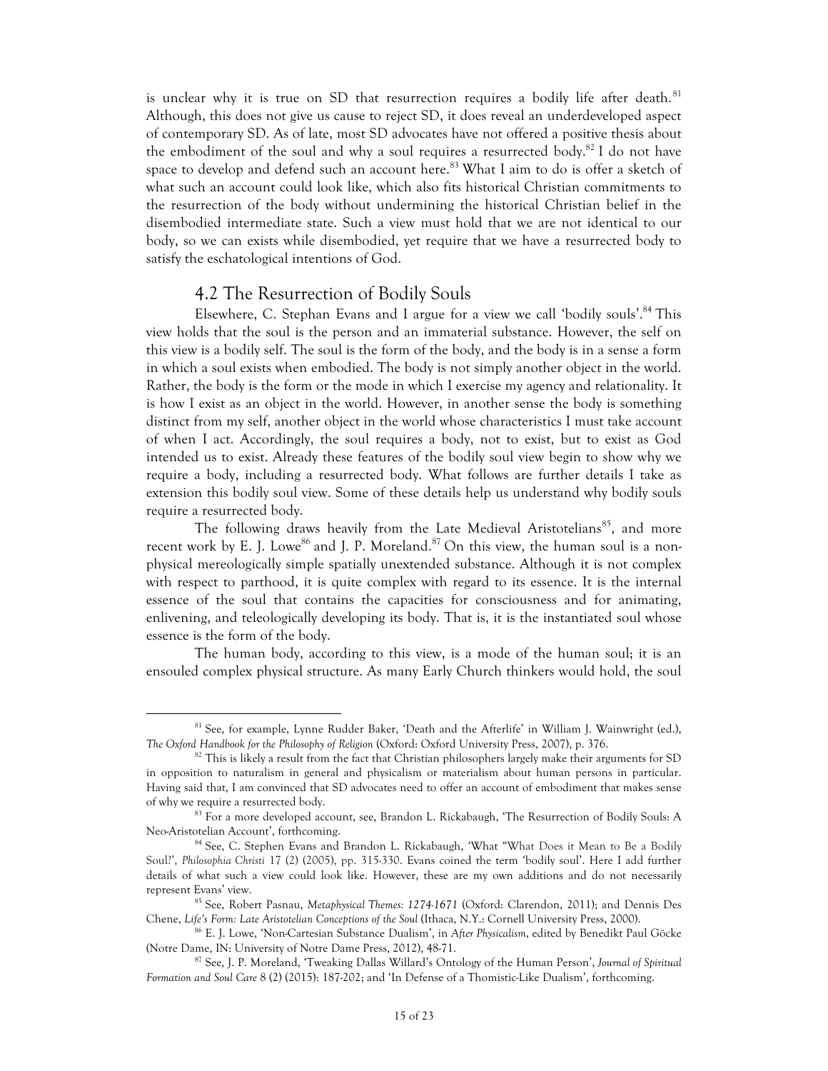is unclear why it is true on SD that resurrection requires a bodily life after death.[81] Although, this does not give us cause to reject SD, it does reveal an underdeveloped aspect of contemporary SD. As of late, most SD advocates have not offered a positive thesis about the embodiment of the soul and why a soul requires a resurrected body.[82] I do not have space to develop and defend such an account here.[83] What I aim to do is offer a sketch of what such an account could look like, which also fits historical Christian commitments to the resurrection of the body without undermining the historical Christian belief in the disembodied intermediate state. Such a view must hold that we are not identical to our body, so we can exists while disembodied, yet require that we have a resurrected body to satisfy the eschatological intentions of God.

## 4.2 The Resurrection of Bodily Souls

Elsewhere, C. Stephan Evans and I argue for a view we call 'bodily souls'.[84] This view holds that the soul is the person and an immaterial substance. However, the self on this view is a bodily self. The soul is the form of the body, and the body is in a sense a form in which a soul exists when embodied. The body is not simply another object in the world. Rather, the body is the form or the mode in which I exercise my agency and relationality. It is how I exist as an object in the world. However, in another sense the body is something distinct from my self, another object in the world whose characteristics I must take account of when I act. Accordingly, the soul requires a body, not to exist, but to exist as God intended us to exist. Already these features of the bodily soul view begin to show why we require a body, including a resurrected body. What follows are further details I take as extension this bodily soul view. Some of these details help us understand why bodily souls require a resurrected body.

The following draws heavily from the Late Medieval Aristotelians[85], and more recent work by E. J. Lowe[86] and J. P. Moreland.[87] On this view, the human soul is a non-physical mereologically simple spatially unextended substance. Although it is not complex with respect to parthood, it is quite complex with regard to its essence. It is the internal essence of the soul that contains the capacities for consciousness and for animating, enlivening, and teleologically developing its body. That is, it is the instantiated soul whose essence is the form of the body.

The human body, according to this view, is a mode of the human soul; it is an ensouled complex physical structure. As many Early Church thinkers would hold, the soul

---

[81] See, for example, Lynne Rudder Baker, 'Death and the Afterlife' in William J. Wainwright (ed.), *The Oxford Handbook for the Philosophy of Religion* (Oxford: Oxford University Press, 2007), p. 376.

[82] This is likely a result from the fact that Christian philosophers largely make their arguments for SD in opposition to naturalism in general and physicalism or materialism about human persons in particular. Having said that, I am convinced that SD advocates need to offer an account of embodiment that makes sense of why we require a resurrected body.

[83] For a more developed account, see, Brandon L. Rickabaugh, 'The Resurrection of Bodily Souls: A Neo-Aristotelian Account', forthcoming.

[84] See, C. Stephen Evans and Brandon L. Rickabaugh, 'What "What Does it Mean to Be a Bodily Soul?', *Philosophia Christi* 17 (2) (2005), pp. 315-330. Evans coined the term 'bodily soul'. Here I add further details of what such a view could look like. However, these are my own additions and do not necessarily represent Evans' view.

[85] See, Robert Pasnau, *Metaphysical Themes: 1274-1671* (Oxford: Clarendon, 2011); and Dennis Des Chene, *Life's Form: Late Aristotelian Conceptions of the Soul* (Ithaca, N.Y.: Cornell University Press, 2000).

[86] E. J. Lowe, 'Non-Cartesian Substance Dualism', in *After Physicalism*, edited by Benedikt Paul Göcke (Notre Dame, IN: University of Notre Dame Press, 2012), 48-71.

[87] See, J. P. Moreland, 'Tweaking Dallas Willard's Ontology of the Human Person', *Journal of Spiritual Formation and Soul Care* 8 (2) (2015): 187-202; and 'In Defense of a Thomistic-Like Dualism', forthcoming.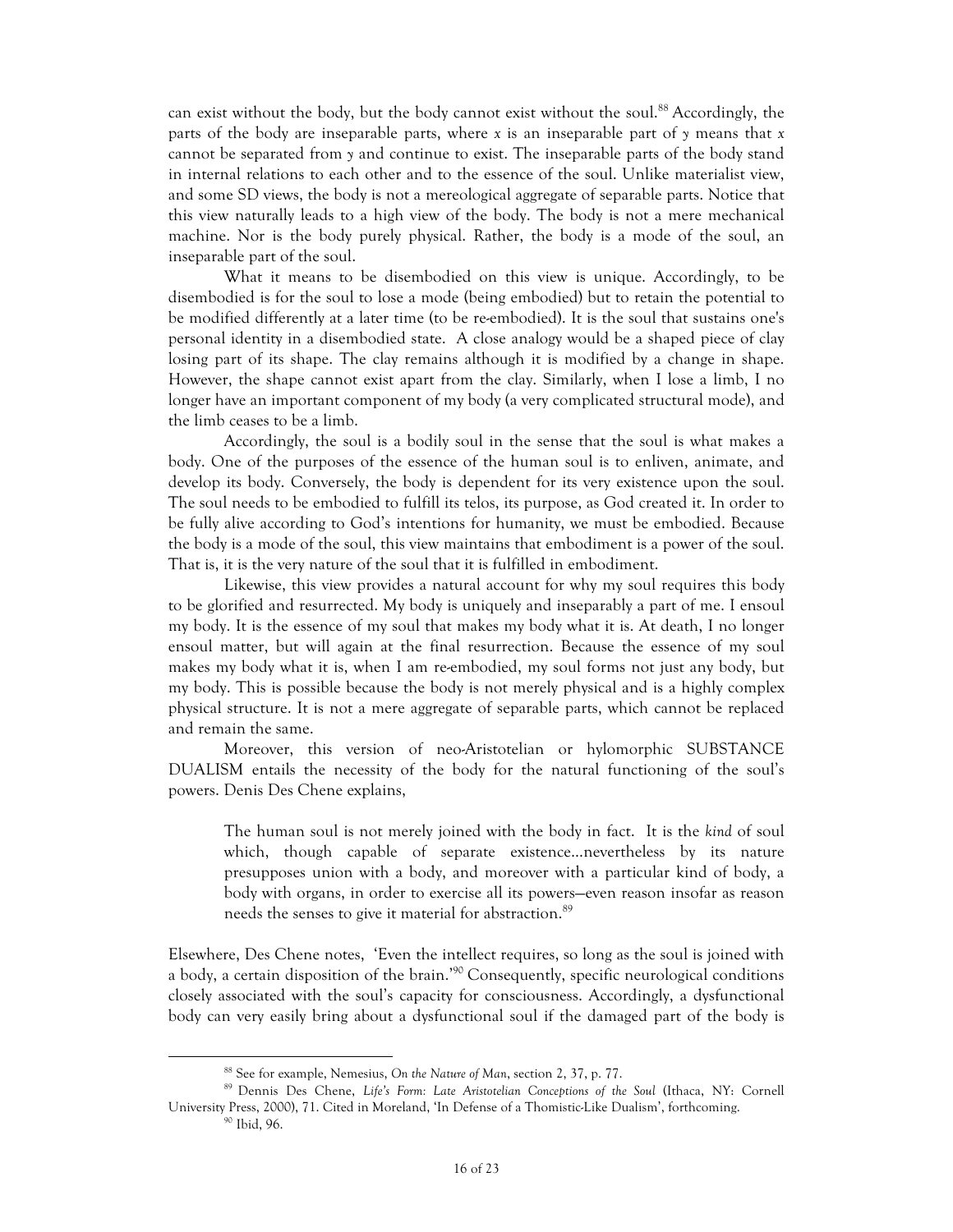can exist without the body, but the body cannot exist without the soul.[88] Accordingly, the parts of the body are inseparable parts, where *x* is an inseparable part of *y* means that *x* cannot be separated from *y* and continue to exist. The inseparable parts of the body stand in internal relations to each other and to the essence of the soul. Unlike materialist view, and some SD views, the body is not a mereological aggregate of separable parts. Notice that this view naturally leads to a high view of the body. The body is not a mere mechanical machine. Nor is the body purely physical. Rather, the body is a mode of the soul, an inseparable part of the soul.

What it means to be disembodied on this view is unique. Accordingly, to be disembodied is for the soul to lose a mode (being embodied) but to retain the potential to be modified differently at a later time (to be re-embodied). It is the soul that sustains one's personal identity in a disembodied state. A close analogy would be a shaped piece of clay losing part of its shape. The clay remains although it is modified by a change in shape. However, the shape cannot exist apart from the clay. Similarly, when I lose a limb, I no longer have an important component of my body (a very complicated structural mode), and the limb ceases to be a limb.

Accordingly, the soul is a bodily soul in the sense that the soul is what makes a body. One of the purposes of the essence of the human soul is to enliven, animate, and develop its body. Conversely, the body is dependent for its very existence upon the soul. The soul needs to be embodied to fulfill its telos, its purpose, as God created it. In order to be fully alive according to God's intentions for humanity, we must be embodied. Because the body is a mode of the soul, this view maintains that embodiment is a power of the soul. That is, it is the very nature of the soul that it is fulfilled in embodiment.

Likewise, this view provides a natural account for why my soul requires this body to be glorified and resurrected. My body is uniquely and inseparably a part of me. I ensoul my body. It is the essence of my soul that makes my body what it is. At death, I no longer ensoul matter, but will again at the final resurrection. Because the essence of my soul makes my body what it is, when I am re-embodied, my soul forms not just any body, but my body. This is possible because the body is not merely physical and is a highly complex physical structure. It is not a mere aggregate of separable parts, which cannot be replaced and remain the same.

Moreover, this version of neo-Aristotelian or hylomorphic SUBSTANCE DUALISM entails the necessity of the body for the natural functioning of the soul's powers. Denis Des Chene explains,

> The human soul is not merely joined with the body in fact. It is the *kind* of soul which, though capable of separate existence...nevertheless by its nature presupposes union with a body, and moreover with a particular kind of body, a body with organs, in order to exercise all its powers—even reason insofar as reason needs the senses to give it material for abstraction.[89]

Elsewhere, Des Chene notes, 'Even the intellect requires, so long as the soul is joined with a body, a certain disposition of the brain.'[90] Consequently, specific neurological conditions closely associated with the soul's capacity for consciousness. Accordingly, a dysfunctional body can very easily bring about a dysfunctional soul if the damaged part of the body is

---

[88] See for example, Nemesius, *On the Nature of Man*, section 2, 37, p. 77.

[89] Dennis Des Chene, *Life's Form: Late Aristotelian Conceptions of the Soul* (Ithaca, NY: Cornell University Press, 2000), 71. Cited in Moreland, 'In Defense of a Thomistic-Like Dualism', forthcoming.

[90] Ibid, 96.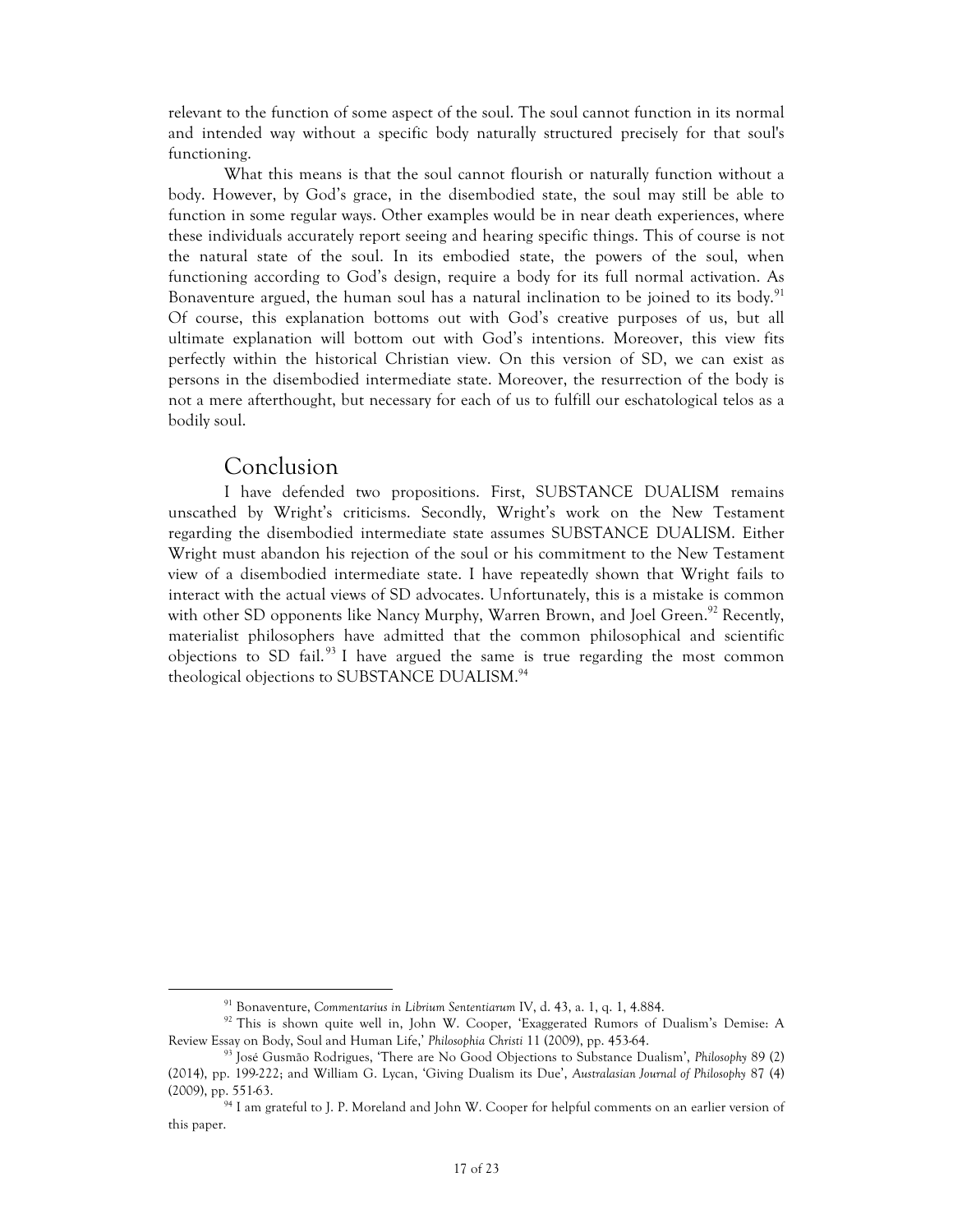relevant to the function of some aspect of the soul. The soul cannot function in its normal and intended way without a specific body naturally structured precisely for that soul's functioning.

What this means is that the soul cannot flourish or naturally function without a body. However, by God's grace, in the disembodied state, the soul may still be able to function in some regular ways. Other examples would be in near death experiences, where these individuals accurately report seeing and hearing specific things. This of course is not the natural state of the soul. In its embodied state, the powers of the soul, when functioning according to God's design, require a body for its full normal activation. As Bonaventure argued, the human soul has a natural inclination to be joined to its body.[91] Of course, this explanation bottoms out with God's creative purposes of us, but all ultimate explanation will bottom out with God's intentions. Moreover, this view fits perfectly within the historical Christian view. On this version of SD, we can exist as persons in the disembodied intermediate state. Moreover, the resurrection of the body is not a mere afterthought, but necessary for each of us to fulfill our eschatological telos as a bodily soul.

## Conclusion

I have defended two propositions. First, SUBSTANCE DUALISM remains unscathed by Wright's criticisms. Secondly, Wright's work on the New Testament regarding the disembodied intermediate state assumes SUBSTANCE DUALISM. Either Wright must abandon his rejection of the soul or his commitment to the New Testament view of a disembodied intermediate state. I have repeatedly shown that Wright fails to interact with the actual views of SD advocates. Unfortunately, this is a mistake is common with other SD opponents like Nancy Murphy, Warren Brown, and Joel Green.[92] Recently, materialist philosophers have admitted that the common philosophical and scientific objections to SD fail.[93] I have argued the same is true regarding the most common theological objections to SUBSTANCE DUALISM.[94]

---

[91] Bonaventure, *Commentarius in Librium Sententiarum* IV, d. 43, a. 1, q. 1, 4.884.

[92] This is shown quite well in, John W. Cooper, 'Exaggerated Rumors of Dualism's Demise: A Review Essay on Body, Soul and Human Life,' *Philosophia Christi* 11 (2009), pp. 453-64.

[93] José Gusmão Rodrigues, 'There are No Good Objections to Substance Dualism', *Philosophy* 89 (2) (2014), pp. 199-222; and William G. Lycan, 'Giving Dualism its Due', *Australasian Journal of Philosophy* 87 (4) (2009), pp. 551-63.

[94] I am grateful to J. P. Moreland and John W. Cooper for helpful comments on an earlier version of this paper.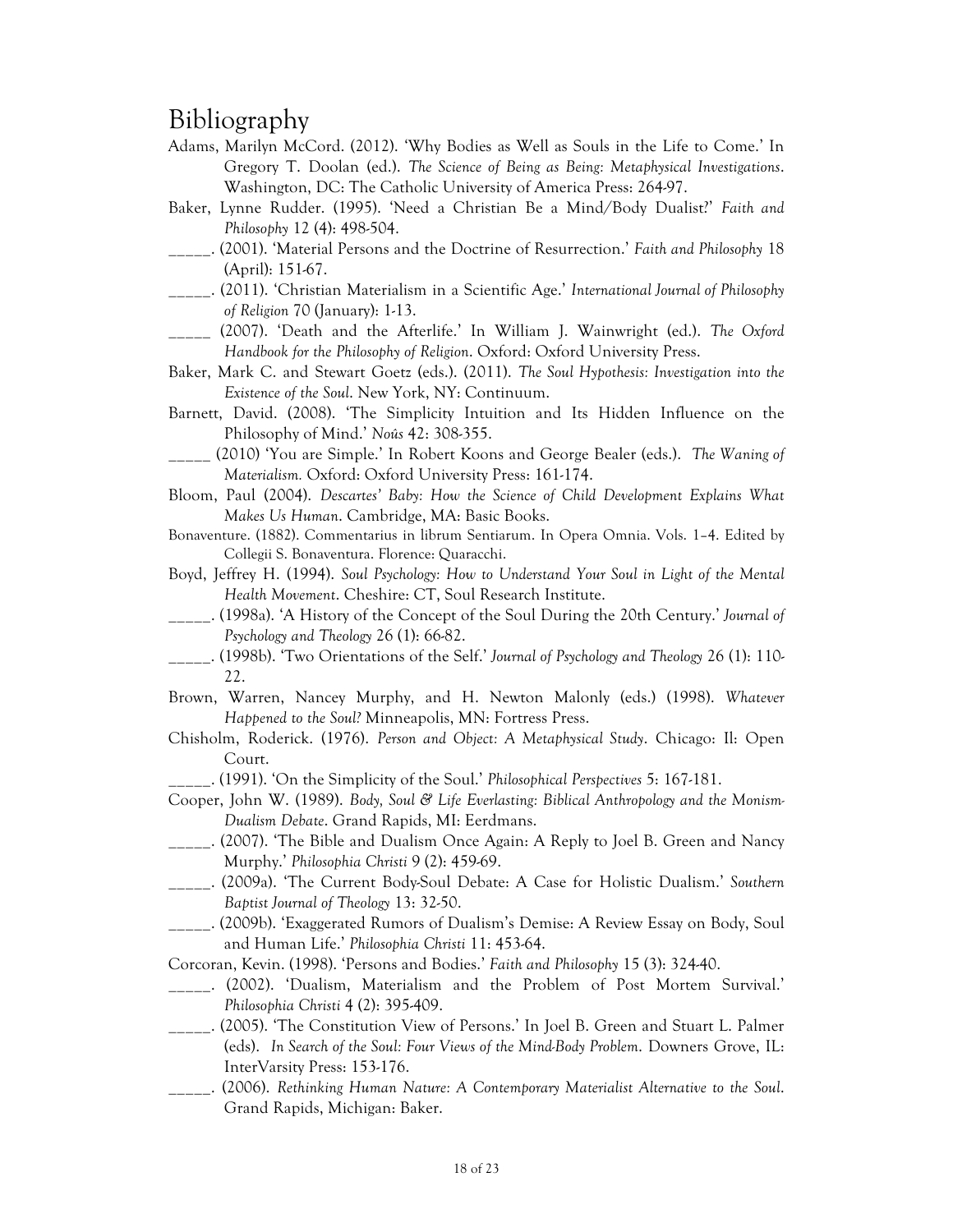# Bibliography

Adams, Marilyn McCord. (2012). 'Why Bodies as Well as Souls in the Life to Come.' In Gregory T. Doolan (ed.). *The Science of Being as Being: Metaphysical Investigations*. Washington, DC: The Catholic University of America Press: 264-97.

Baker, Lynne Rudder. (1995). 'Need a Christian Be a Mind/Body Dualist?' *Faith and Philosophy* 12 (4): 498-504.

_____. (2001). 'Material Persons and the Doctrine of Resurrection.' *Faith and Philosophy* 18 (April): 151-67.

_____. (2011). 'Christian Materialism in a Scientific Age.' *International Journal of Philosophy of Religion* 70 (January): 1-13.

_____ (2007). 'Death and the Afterlife.' In William J. Wainwright (ed.). *The Oxford Handbook for the Philosophy of Religion*. Oxford: Oxford University Press.

Baker, Mark C. and Stewart Goetz (eds.). (2011). *The Soul Hypothesis: Investigation into the Existence of the Soul*. New York, NY: Continuum.

Barnett, David. (2008). 'The Simplicity Intuition and Its Hidden Influence on the Philosophy of Mind.' *Noûs* 42: 308-355.

_____ (2010) 'You are Simple.' In Robert Koons and George Bealer (eds.). *The Waning of Materialism.* Oxford: Oxford University Press: 161-174.

Bloom, Paul (2004). *Descartes' Baby: How the Science of Child Development Explains What Makes Us Human*. Cambridge, MA: Basic Books.

Bonaventure. (1882). Commentarius in librum Sentiarum. In Opera Omnia. Vols. 1–4. Edited by Collegii S. Bonaventura. Florence: Quaracchi.

Boyd, Jeffrey H. (1994). *Soul Psychology: How to Understand Your Soul in Light of the Mental Health Movement*. Cheshire: CT, Soul Research Institute.

_____. (1998a). 'A History of the Concept of the Soul During the 20th Century.' *Journal of Psychology and Theology* 26 (1): 66-82.

_____. (1998b). 'Two Orientations of the Self.' *Journal of Psychology and Theology* 26 (1): 110-22.

Brown, Warren, Nancey Murphy, and H. Newton Malonly (eds.) (1998). *Whatever Happened to the Soul?* Minneapolis, MN: Fortress Press.

Chisholm, Roderick. (1976). *Person and Object: A Metaphysical Study*. Chicago: Il: Open Court.

_____. (1991). 'On the Simplicity of the Soul.' *Philosophical Perspectives* 5: 167-181.

Cooper, John W. (1989). *Body, Soul & Life Everlasting: Biblical Anthropology and the Monism-Dualism Debate*. Grand Rapids, MI: Eerdmans.

_____. (2007). 'The Bible and Dualism Once Again: A Reply to Joel B. Green and Nancy Murphy.' *Philosophia Christi* 9 (2): 459-69.

_____. (2009a). 'The Current Body-Soul Debate: A Case for Holistic Dualism.' *Southern Baptist Journal of Theology* 13: 32-50.

_____. (2009b). 'Exaggerated Rumors of Dualism's Demise: A Review Essay on Body, Soul and Human Life.' *Philosophia Christi* 11: 453-64.

Corcoran, Kevin. (1998). 'Persons and Bodies.' *Faith and Philosophy* 15 (3): 324-40.

_____. (2002). 'Dualism, Materialism and the Problem of Post Mortem Survival.' *Philosophia Christi* 4 (2): 395-409.

_____. (2005). 'The Constitution View of Persons.' In Joel B. Green and Stuart L. Palmer (eds). *In Search of the Soul: Four Views of the Mind-Body Problem*. Downers Grove, IL: InterVarsity Press: 153-176.

_____. (2006). *Rethinking Human Nature: A Contemporary Materialist Alternative to the Soul*. Grand Rapids, Michigan: Baker.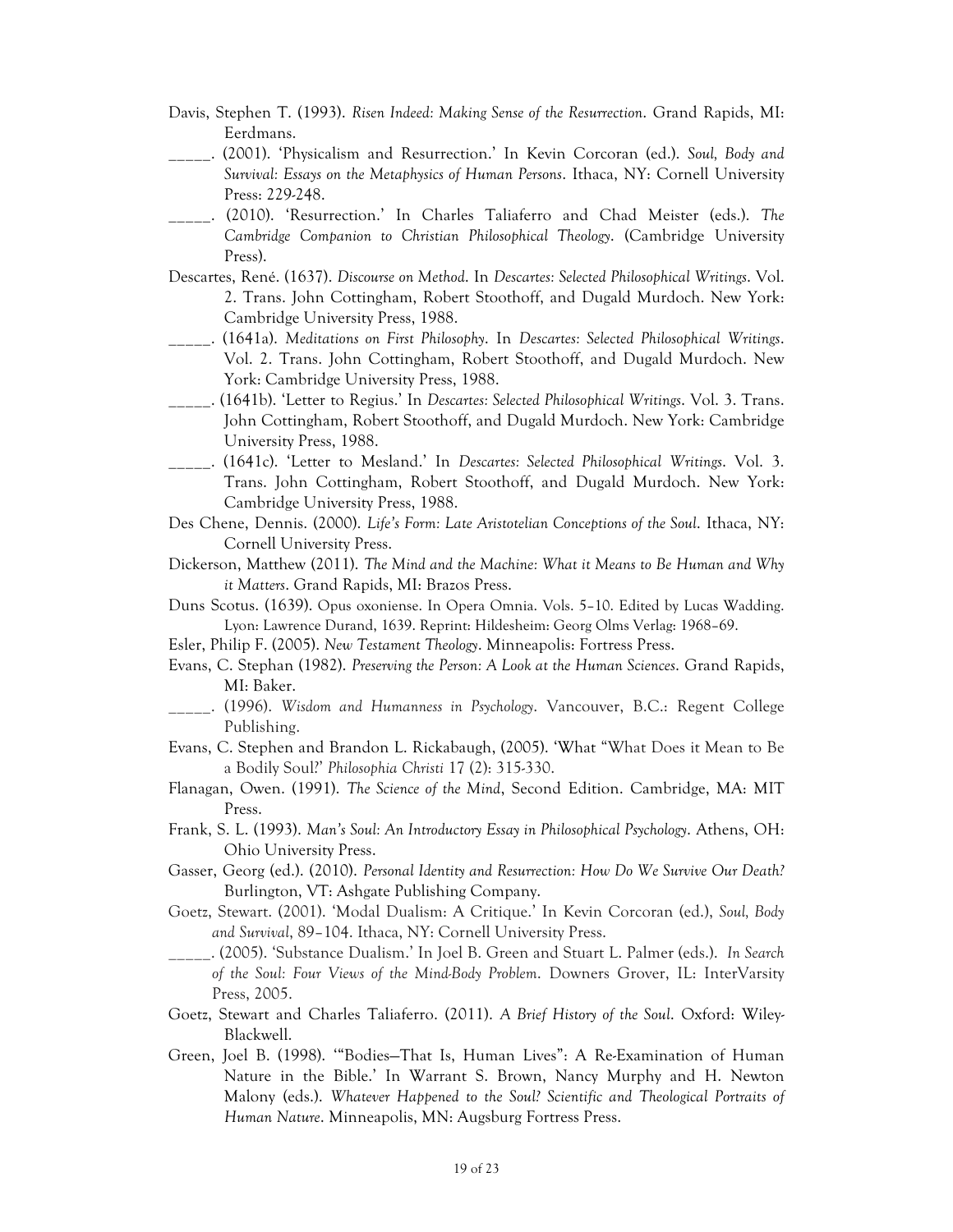Davis, Stephen T. (1993). *Risen Indeed: Making Sense of the Resurrection*. Grand Rapids, MI: Eerdmans.

_____. (2001). 'Physicalism and Resurrection.' In Kevin Corcoran (ed.). *Soul, Body and Survival: Essays on the Metaphysics of Human Persons*. Ithaca, NY: Cornell University Press: 229-248.

_____. (2010). 'Resurrection.' In Charles Taliaferro and Chad Meister (eds.). *The Cambridge Companion to Christian Philosophical Theology*. (Cambridge University Press).

Descartes, René. (1637). *Discourse on Method*. In *Descartes: Selected Philosophical Writings*. Vol. 2. Trans. John Cottingham, Robert Stoothoff, and Dugald Murdoch. New York: Cambridge University Press, 1988.

_____. (1641a). *Meditations on First Philosophy*. In *Descartes: Selected Philosophical Writings*. Vol. 2. Trans. John Cottingham, Robert Stoothoff, and Dugald Murdoch. New York: Cambridge University Press, 1988.

_____. (1641b). 'Letter to Regius.' In *Descartes: Selected Philosophical Writings*. Vol. 3. Trans. John Cottingham, Robert Stoothoff, and Dugald Murdoch. New York: Cambridge University Press, 1988.

_____. (1641c). 'Letter to Mesland.' In *Descartes: Selected Philosophical Writings*. Vol. 3. Trans. John Cottingham, Robert Stoothoff, and Dugald Murdoch. New York: Cambridge University Press, 1988.

Des Chene, Dennis. (2000). *Life's Form: Late Aristotelian Conceptions of the Soul*. Ithaca, NY: Cornell University Press.

Dickerson, Matthew (2011). *The Mind and the Machine: What it Means to Be Human and Why it Matters*. Grand Rapids, MI: Brazos Press.

Duns Scotus. (1639). Opus oxoniense. In Opera Omnia. Vols. 5–10. Edited by Lucas Wadding. Lyon: Lawrence Durand, 1639. Reprint: Hildesheim: Georg Olms Verlag: 1968–69.

Esler, Philip F. (2005). *New Testament Theology*. Minneapolis: Fortress Press.

Evans, C. Stephan (1982). *Preserving the Person: A Look at the Human Sciences*. Grand Rapids, MI: Baker.

_____. (1996). *Wisdom and Humanness in Psychology*. Vancouver, B.C.: Regent College Publishing.

Evans, C. Stephen and Brandon L. Rickabaugh, (2005). 'What "What Does it Mean to Be a Bodily Soul?' *Philosophia Christi* 17 (2): 315-330.

Flanagan, Owen. (1991). *The Science of the Mind*, Second Edition. Cambridge, MA: MIT Press.

Frank, S. L. (1993). *Man's Soul: An Introductory Essay in Philosophical Psychology*. Athens, OH: Ohio University Press.

Gasser, Georg (ed.). (2010). *Personal Identity and Resurrection: How Do We Survive Our Death?* Burlington, VT: Ashgate Publishing Company.

Goetz, Stewart. (2001). 'Modal Dualism: A Critique.' In Kevin Corcoran (ed.), *Soul, Body and Survival*, 89–104. Ithaca, NY: Cornell University Press.

_____. (2005). 'Substance Dualism.' In Joel B. Green and Stuart L. Palmer (eds.). *In Search of the Soul: Four Views of the Mind-Body Problem*. Downers Grover, IL: InterVarsity Press, 2005.

Goetz, Stewart and Charles Taliaferro. (2011). *A Brief History of the Soul*. Oxford: Wiley-Blackwell.

Green, Joel B. (1998). '"Bodies—That Is, Human Lives": A Re-Examination of Human Nature in the Bible.' In Warrant S. Brown, Nancy Murphy and H. Newton Malony (eds.). *Whatever Happened to the Soul? Scientific and Theological Portraits of Human Nature*. Minneapolis, MN: Augsburg Fortress Press.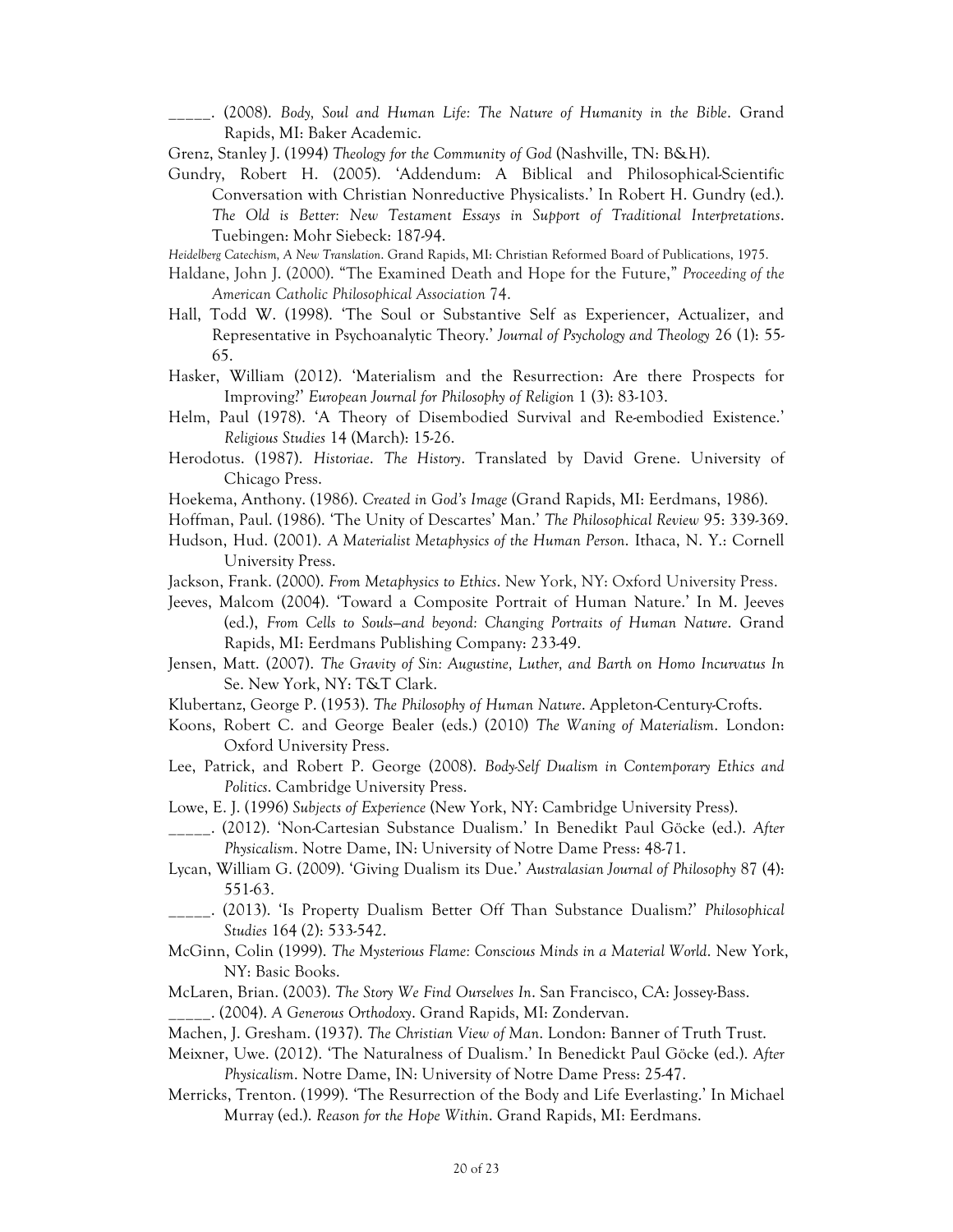_____. (2008). *Body, Soul and Human Life: The Nature of Humanity in the Bible*. Grand Rapids, MI: Baker Academic.

Grenz, Stanley J. (1994) *Theology for the Community of God* (Nashville, TN: B&H).

Gundry, Robert H. (2005). 'Addendum: A Biblical and Philosophical-Scientific Conversation with Christian Nonreductive Physicalists.' In Robert H. Gundry (ed.). *The Old is Better: New Testament Essays in Support of Traditional Interpretations*. Tuebingen: Mohr Siebeck: 187-94.

*Heidelberg Catechism, A New Translation*. Grand Rapids, MI: Christian Reformed Board of Publications, 1975.

Haldane, John J. (2000). "The Examined Death and Hope for the Future," *Proceeding of the American Catholic Philosophical Association* 74.

Hall, Todd W. (1998). 'The Soul or Substantive Self as Experiencer, Actualizer, and Representative in Psychoanalytic Theory.' *Journal of Psychology and Theology* 26 (1): 55-65.

Hasker, William (2012). 'Materialism and the Resurrection: Are there Prospects for Improving?' *European Journal for Philosophy of Religion* 1 (3): 83-103.

Helm, Paul (1978). 'A Theory of Disembodied Survival and Re-embodied Existence.' *Religious Studies* 14 (March): 15-26.

Herodotus. (1987). *Historiae*. *The History*. Translated by David Grene. University of Chicago Press.

Hoekema, Anthony. (1986). *Created in God's Image* (Grand Rapids, MI: Eerdmans, 1986).

Hoffman, Paul. (1986). 'The Unity of Descartes' Man.' *The Philosophical Review* 95: 339-369.

Hudson, Hud. (2001). *A Materialist Metaphysics of the Human Person*. Ithaca, N. Y.: Cornell University Press.

Jackson, Frank. (2000). *From Metaphysics to Ethics*. New York, NY: Oxford University Press.

Jeeves, Malcom (2004). 'Toward a Composite Portrait of Human Nature.' In M. Jeeves (ed.), *From Cells to Souls—and beyond: Changing Portraits of Human Nature*. Grand Rapids, MI: Eerdmans Publishing Company: 233-49.

Jensen, Matt. (2007). *The Gravity of Sin: Augustine, Luther, and Barth on Homo Incurvatus In Se*. New York, NY: T&T Clark.

Klubertanz, George P. (1953). *The Philosophy of Human Nature*. Appleton-Century-Crofts.

Koons, Robert C. and George Bealer (eds.) (2010) *The Waning of Materialism*. London: Oxford University Press.

Lee, Patrick, and Robert P. George (2008). *Body-Self Dualism in Contemporary Ethics and Politics*. Cambridge University Press.

Lowe, E. J. (1996) *Subjects of Experience* (New York, NY: Cambridge University Press).

_____. (2012). 'Non-Cartesian Substance Dualism.' In Benedikt Paul Göcke (ed.). *After Physicalism*. Notre Dame, IN: University of Notre Dame Press: 48-71.

Lycan, William G. (2009). 'Giving Dualism its Due.' *Australasian Journal of Philosophy* 87 (4): 551-63.

_____. (2013). 'Is Property Dualism Better Off Than Substance Dualism?' *Philosophical Studies* 164 (2): 533-542.

McGinn, Colin (1999). *The Mysterious Flame: Conscious Minds in a Material World*. New York, NY: Basic Books.

McLaren, Brian. (2003). *The Story We Find Ourselves In*. San Francisco, CA: Jossey-Bass.

_____. (2004). *A Generous Orthodoxy*. Grand Rapids, MI: Zondervan.

Machen, J. Gresham. (1937). *The Christian View of Man*. London: Banner of Truth Trust.

Meixner, Uwe. (2012). 'The Naturalness of Dualism.' In Benedickt Paul Göcke (ed.). *After Physicalism*. Notre Dame, IN: University of Notre Dame Press: 25-47.

Merricks, Trenton. (1999). 'The Resurrection of the Body and Life Everlasting.' In Michael Murray (ed.). *Reason for the Hope Within*. Grand Rapids, MI: Eerdmans.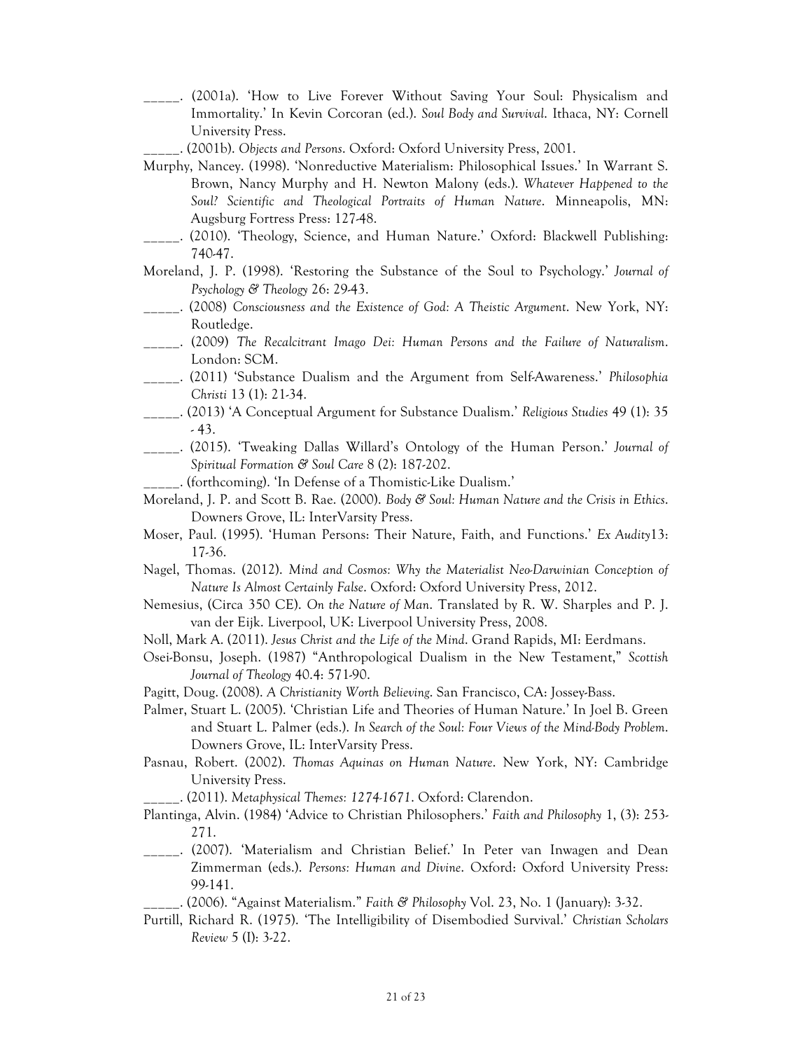_____. (2001a). 'How to Live Forever Without Saving Your Soul: Physicalism and Immortality.' In Kevin Corcoran (ed.). *Soul Body and Survival*. Ithaca, NY: Cornell University Press.

_____. (2001b). *Objects and Persons*. Oxford: Oxford University Press, 2001.

Murphy, Nancey. (1998). 'Nonreductive Materialism: Philosophical Issues.' In Warrant S. Brown, Nancy Murphy and H. Newton Malony (eds.). *Whatever Happened to the Soul? Scientific and Theological Portraits of Human Nature*. Minneapolis, MN: Augsburg Fortress Press: 127-48.

_____. (2010). 'Theology, Science, and Human Nature.' Oxford: Blackwell Publishing: 740-47.

Moreland, J. P. (1998). 'Restoring the Substance of the Soul to Psychology.' *Journal of Psychology & Theology* 26: 29-43.

_____. (2008) *Consciousness and the Existence of God: A Theistic Argument*. New York, NY: Routledge.

_____. (2009) *The Recalcitrant Imago Dei: Human Persons and the Failure of Naturalism*. London: SCM.

_____. (2011) 'Substance Dualism and the Argument from Self-Awareness.' *Philosophia Christi* 13 (1): 21-34.

_____. (2013) 'A Conceptual Argument for Substance Dualism.' *Religious Studies* 49 (1): 35 - 43.

_____. (2015). 'Tweaking Dallas Willard's Ontology of the Human Person.' *Journal of Spiritual Formation & Soul Care* 8 (2): 187-202.

_____. (forthcoming). 'In Defense of a Thomistic-Like Dualism.'

Moreland, J. P. and Scott B. Rae. (2000). *Body & Soul: Human Nature and the Crisis in Ethics*. Downers Grove, IL: InterVarsity Press.

Moser, Paul. (1995). 'Human Persons: Their Nature, Faith, and Functions.' *Ex Audity*13: 17-36.

Nagel, Thomas. (2012). *Mind and Cosmos: Why the Materialist Neo-Darwinian Conception of Nature Is Almost Certainly False*. Oxford: Oxford University Press, 2012.

Nemesius, (Circa 350 CE). *On the Nature of Man*. Translated by R. W. Sharples and P. J. van der Eijk. Liverpool, UK: Liverpool University Press, 2008.

Noll, Mark A. (2011). *Jesus Christ and the Life of the Mind*. Grand Rapids, MI: Eerdmans.

Osei-Bonsu, Joseph. (1987) "Anthropological Dualism in the New Testament," *Scottish Journal of Theology* 40.4: 571-90.

Pagitt, Doug. (2008). *A Christianity Worth Believing*. San Francisco, CA: Jossey-Bass.

Palmer, Stuart L. (2005). 'Christian Life and Theories of Human Nature.' In Joel B. Green and Stuart L. Palmer (eds.). *In Search of the Soul: Four Views of the Mind-Body Problem*. Downers Grove, IL: InterVarsity Press.

Pasnau, Robert. (2002). *Thomas Aquinas on Human Nature*. New York, NY: Cambridge University Press.

_____. (2011). *Metaphysical Themes: 1274-1671*. Oxford: Clarendon.

Plantinga, Alvin. (1984) 'Advice to Christian Philosophers.' *Faith and Philosophy* 1, (3): 253-271.

_____. (2007). 'Materialism and Christian Belief.' In Peter van Inwagen and Dean Zimmerman (eds.). *Persons: Human and Divine*. Oxford: Oxford University Press: 99-141.

_____. (2006). "Against Materialism." *Faith & Philosophy* Vol. 23, No. 1 (January): 3-32.

Purtill, Richard R. (1975). 'The Intelligibility of Disembodied Survival.' *Christian Scholars Review* 5 (I): 3-22.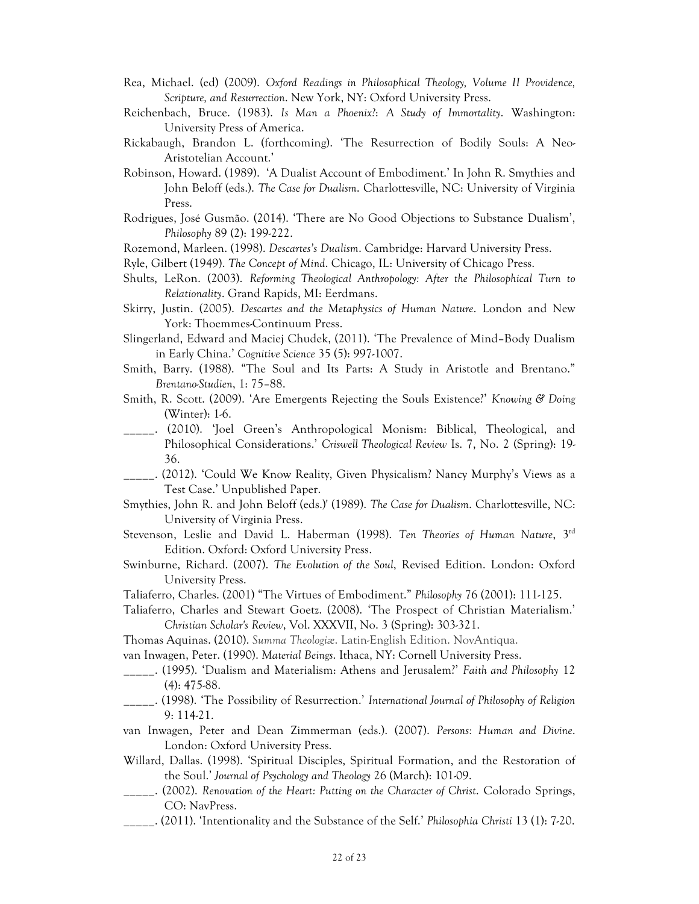Rea, Michael. (ed) (2009). *Oxford Readings in Philosophical Theology, Volume II Providence, Scripture, and Resurrection*. New York, NY: Oxford University Press.

Reichenbach, Bruce. (1983). *Is Man a Phoenix?: A Study of Immortality*. Washington: University Press of America.

Rickabaugh, Brandon L. (forthcoming). 'The Resurrection of Bodily Souls: A Neo-Aristotelian Account.'

Robinson, Howard. (1989). 'A Dualist Account of Embodiment.' In John R. Smythies and John Beloff (eds.). *The Case for Dualism*. Charlottesville, NC: University of Virginia Press.

Rodrigues, José Gusmão. (2014). 'There are No Good Objections to Substance Dualism', *Philosophy* 89 (2): 199-222.

Rozemond, Marleen. (1998). *Descartes's Dualism*. Cambridge: Harvard University Press.

Ryle, Gilbert (1949). *The Concept of Mind*. Chicago, IL: University of Chicago Press.

Shults, LeRon. (2003). *Reforming Theological Anthropology: After the Philosophical Turn to Relationality*. Grand Rapids, MI: Eerdmans.

Skirry, Justin. (2005). *Descartes and the Metaphysics of Human Nature*. London and New York: Thoemmes-Continuum Press.

Slingerland, Edward and Maciej Chudek, (2011). 'The Prevalence of Mind–Body Dualism in Early China.' *Cognitive Science* 35 (5): 997-1007.

Smith, Barry. (1988). "The Soul and Its Parts: A Study in Aristotle and Brentano." *Brentano-Studien*, 1: 75–88.

Smith, R. Scott. (2009). 'Are Emergents Rejecting the Souls Existence?' *Knowing & Doing* (Winter): 1-6.

\_\_\_\_\_. (2010). 'Joel Green's Anthropological Monism: Biblical, Theological, and Philosophical Considerations.' *Criswell Theological Review* Is. 7, No. 2 (Spring): 19-36.

\_\_\_\_\_. (2012). 'Could We Know Reality, Given Physicalism? Nancy Murphy's Views as a Test Case.' Unpublished Paper.

Smythies, John R. and John Beloff (eds.)' (1989). *The Case for Dualism*. Charlottesville, NC: University of Virginia Press.

Stevenson, Leslie and David L. Haberman (1998). *Ten Theories of Human Nature*, 3rd Edition. Oxford: Oxford University Press.

Swinburne, Richard. (2007). *The Evolution of the Soul*, Revised Edition. London: Oxford University Press.

Taliaferro, Charles. (2001) "The Virtues of Embodiment." *Philosophy* 76 (2001): 111-125.

Taliaferro, Charles and Stewart Goetz. (2008). 'The Prospect of Christian Materialism.' *Christian Scholar's Review*, Vol. XXXVII, No. 3 (Spring): 303-321.

Thomas Aquinas. (2010). *Summa Theologiæ*. Latin-English Edition. NovAntiqua.

van Inwagen, Peter. (1990). *Material Beings*. Ithaca, NY: Cornell University Press.

\_\_\_\_\_. (1995). 'Dualism and Materialism: Athens and Jerusalem?' *Faith and Philosophy* 12 (4): 475-88.

\_\_\_\_\_. (1998). 'The Possibility of Resurrection.' *International Journal of Philosophy of Religion* 9: 114-21.

van Inwagen, Peter and Dean Zimmerman (eds.). (2007). *Persons: Human and Divine*. London: Oxford University Press.

Willard, Dallas. (1998). 'Spiritual Disciples, Spiritual Formation, and the Restoration of the Soul.' *Journal of Psychology and Theology* 26 (March): 101-09.

\_\_\_\_\_. (2002). *Renovation of the Heart: Putting on the Character of Christ*. Colorado Springs, CO: NavPress.

\_\_\_\_\_. (2011). 'Intentionality and the Substance of the Self.' *Philosophia Christi* 13 (1): 7-20.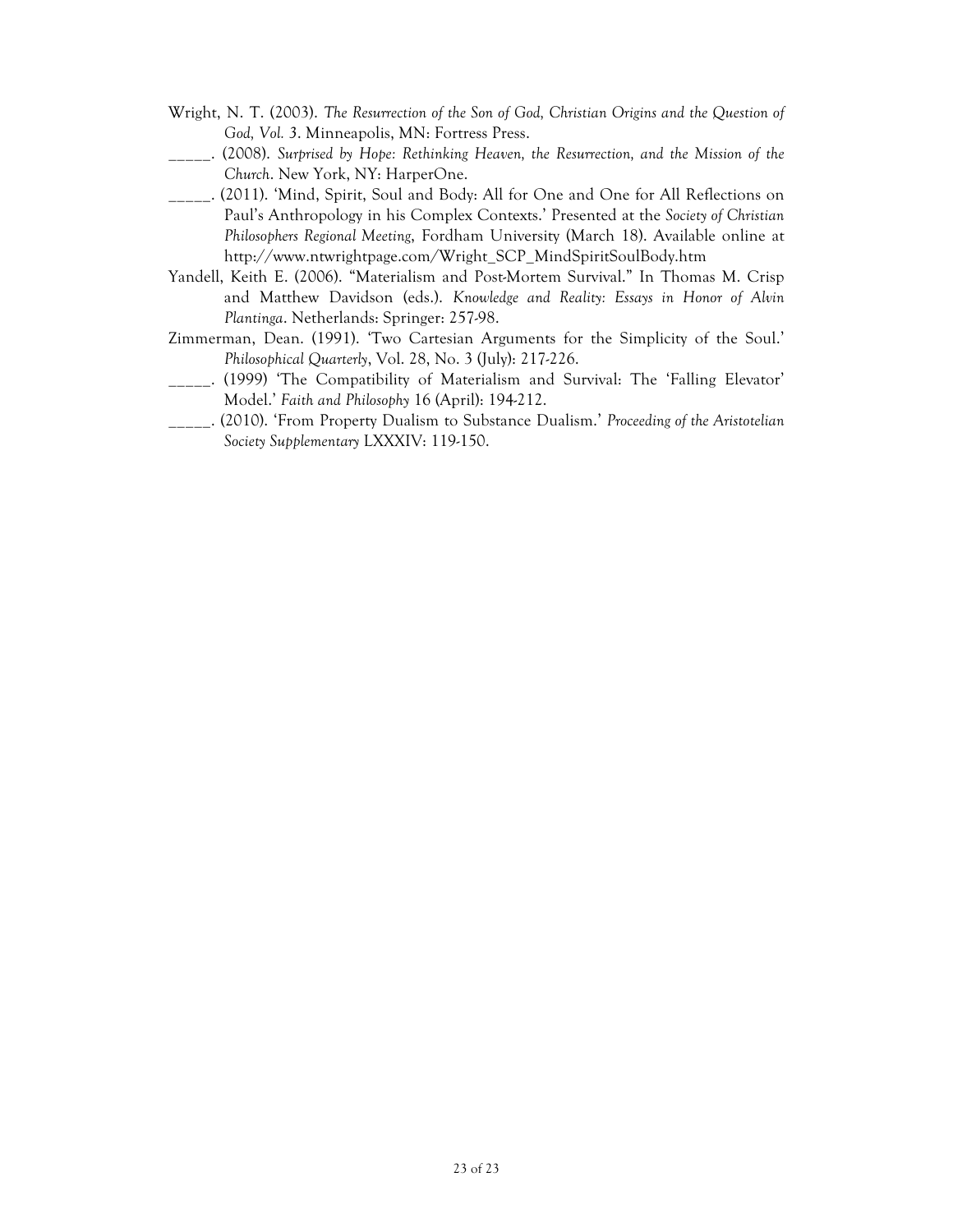Wright, N. T. (2003). *The Resurrection of the Son of God, Christian Origins and the Question of God, Vol. 3*. Minneapolis, MN: Fortress Press.

_____. (2008). *Surprised by Hope: Rethinking Heaven, the Resurrection, and the Mission of the Church*. New York, NY: HarperOne.

_____. (2011). 'Mind, Spirit, Soul and Body: All for One and One for All Reflections on Paul's Anthropology in his Complex Contexts.' Presented at the *Society of Christian Philosophers Regional Meeting*, Fordham University (March 18). Available online at http://www.ntwrightpage.com/Wright_SCP_MindSpiritSoulBody.htm

Yandell, Keith E. (2006). "Materialism and Post-Mortem Survival." In Thomas M. Crisp and Matthew Davidson (eds.). *Knowledge and Reality: Essays in Honor of Alvin Plantinga*. Netherlands: Springer: 257-98.

Zimmerman, Dean. (1991). 'Two Cartesian Arguments for the Simplicity of the Soul.' *Philosophical Quarterly*, Vol. 28, No. 3 (July): 217-226.

_____. (1999) 'The Compatibility of Materialism and Survival: The 'Falling Elevator' Model.' *Faith and Philosophy* 16 (April): 194-212.

_____. (2010). 'From Property Dualism to Substance Dualism.' *Proceeding of the Aristotelian Society Supplementary* LXXXIV: 119-150.